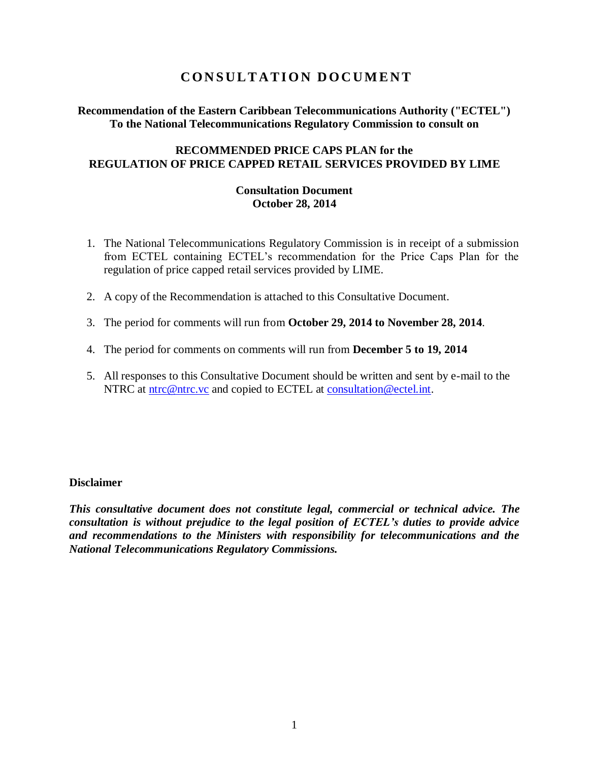# CONSULTATION DOCUMENT

**Recommendation of the Eastern Caribbean Telecommunications Authority ("ECTEL") To the National Telecommunications Regulatory Commission to consult on**

**RECOMMENDED PRICE CAPS PLAN for the REGULATION OF PRICE CAPPED RETAIL SERVICES PROVIDED BY LIME**

**Consultation Document**
**October 28, 2014**

1. The National Telecommunications Regulatory Commission is in receipt of a submission from ECTEL containing ECTEL's recommendation for the Price Caps Plan for the regulation of price capped retail services provided by LIME.

2. A copy of the Recommendation is attached to this Consultative Document.

3. The period for comments will run from **October 29, 2014 to November 28, 2014**.

4. The period for comments on comments will run from **December 5 to 19, 2014**

5. All responses to this Consultative Document should be written and sent by e-mail to the NTRC at ntrc@ntrc.vc and copied to ECTEL at consultation@ectel.int.

**Disclaimer**

***This consultative document does not constitute legal, commercial or technical advice. The consultation is without prejudice to the legal position of ECTEL's duties to provide advice and recommendations to the Ministers with responsibility for telecommunications and the National Telecommunications Regulatory Commissions.***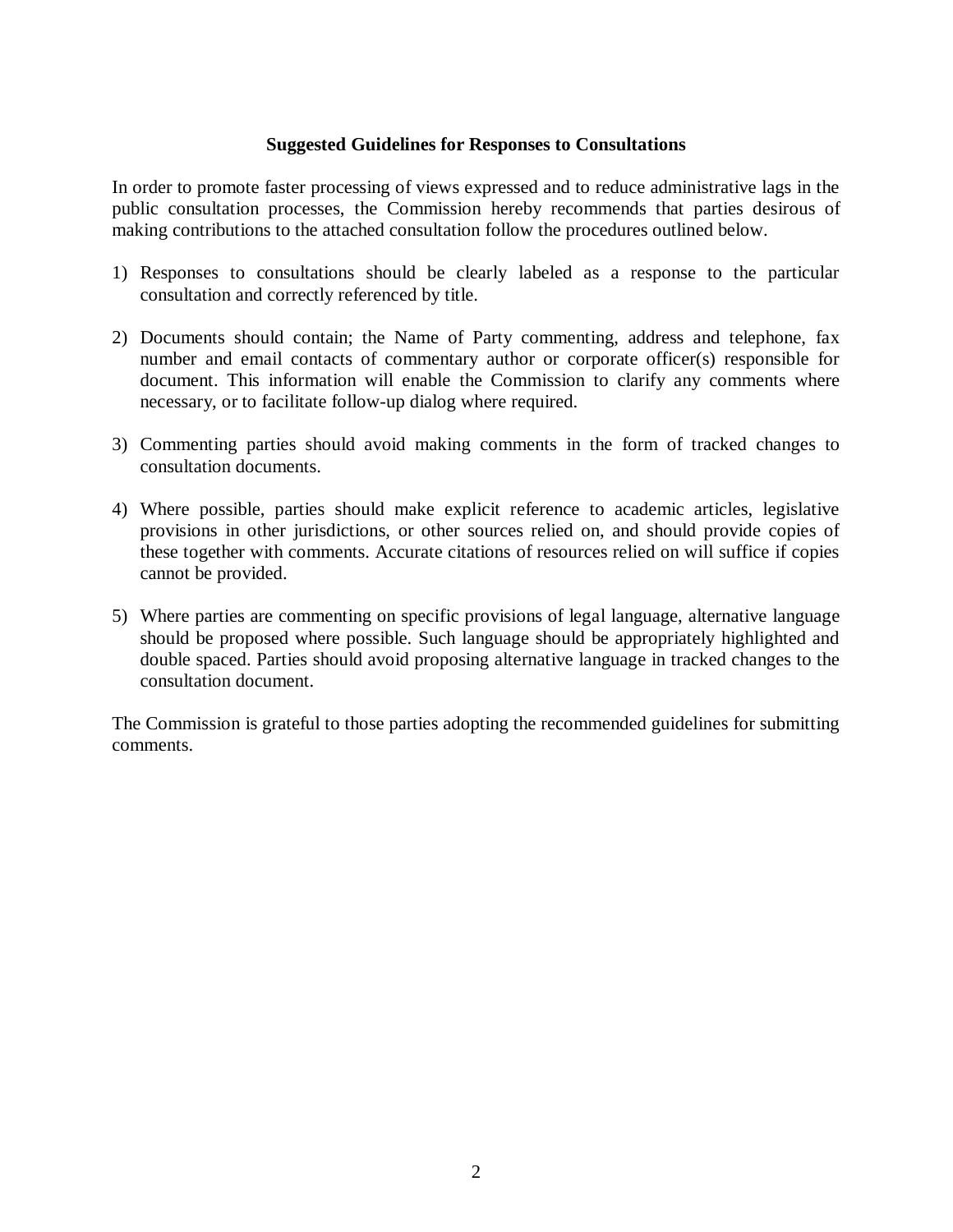**Suggested Guidelines for Responses to Consultations**

In order to promote faster processing of views expressed and to reduce administrative lags in the public consultation processes, the Commission hereby recommends that parties desirous of making contributions to the attached consultation follow the procedures outlined below.

1) Responses to consultations should be clearly labeled as a response to the particular consultation and correctly referenced by title.

2) Documents should contain; the Name of Party commenting, address and telephone, fax number and email contacts of commentary author or corporate officer(s) responsible for document. This information will enable the Commission to clarify any comments where necessary, or to facilitate follow-up dialog where required.

3) Commenting parties should avoid making comments in the form of tracked changes to consultation documents.

4) Where possible, parties should make explicit reference to academic articles, legislative provisions in other jurisdictions, or other sources relied on, and should provide copies of these together with comments. Accurate citations of resources relied on will suffice if copies cannot be provided.

5) Where parties are commenting on specific provisions of legal language, alternative language should be proposed where possible. Such language should be appropriately highlighted and double spaced. Parties should avoid proposing alternative language in tracked changes to the consultation document.

The Commission is grateful to those parties adopting the recommended guidelines for submitting comments.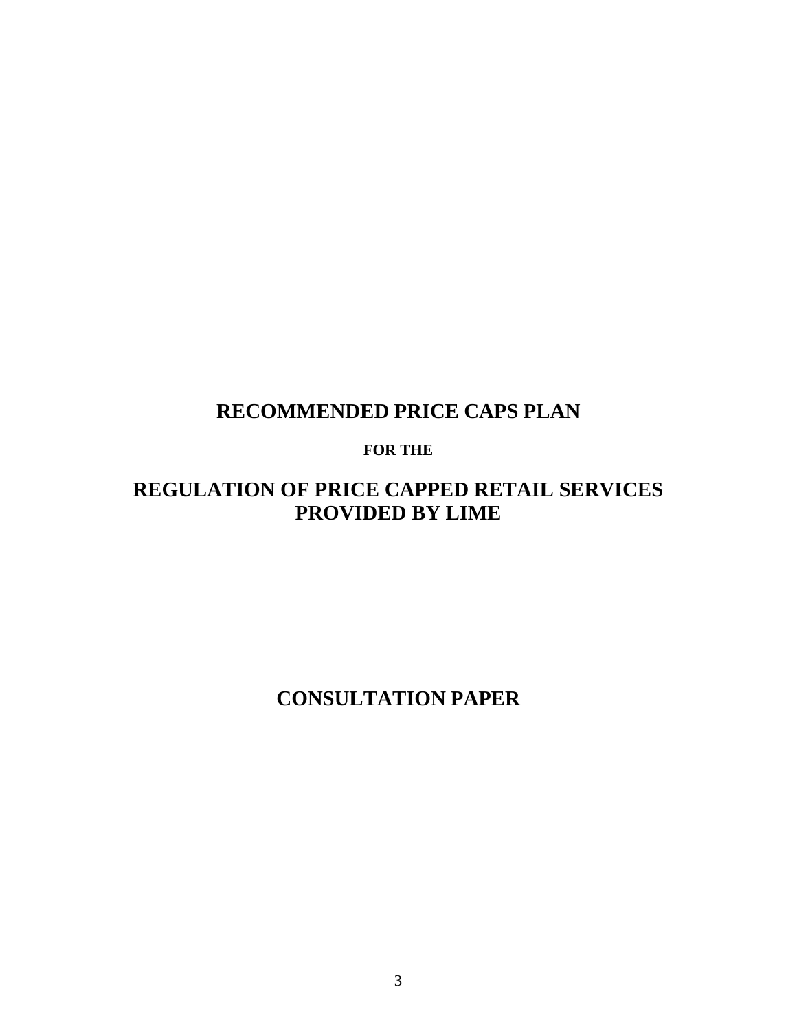# RECOMMENDED PRICE CAPS PLAN

**FOR THE**

# REGULATION OF PRICE CAPPED RETAIL SERVICES PROVIDED BY LIME

# CONSULTATION PAPER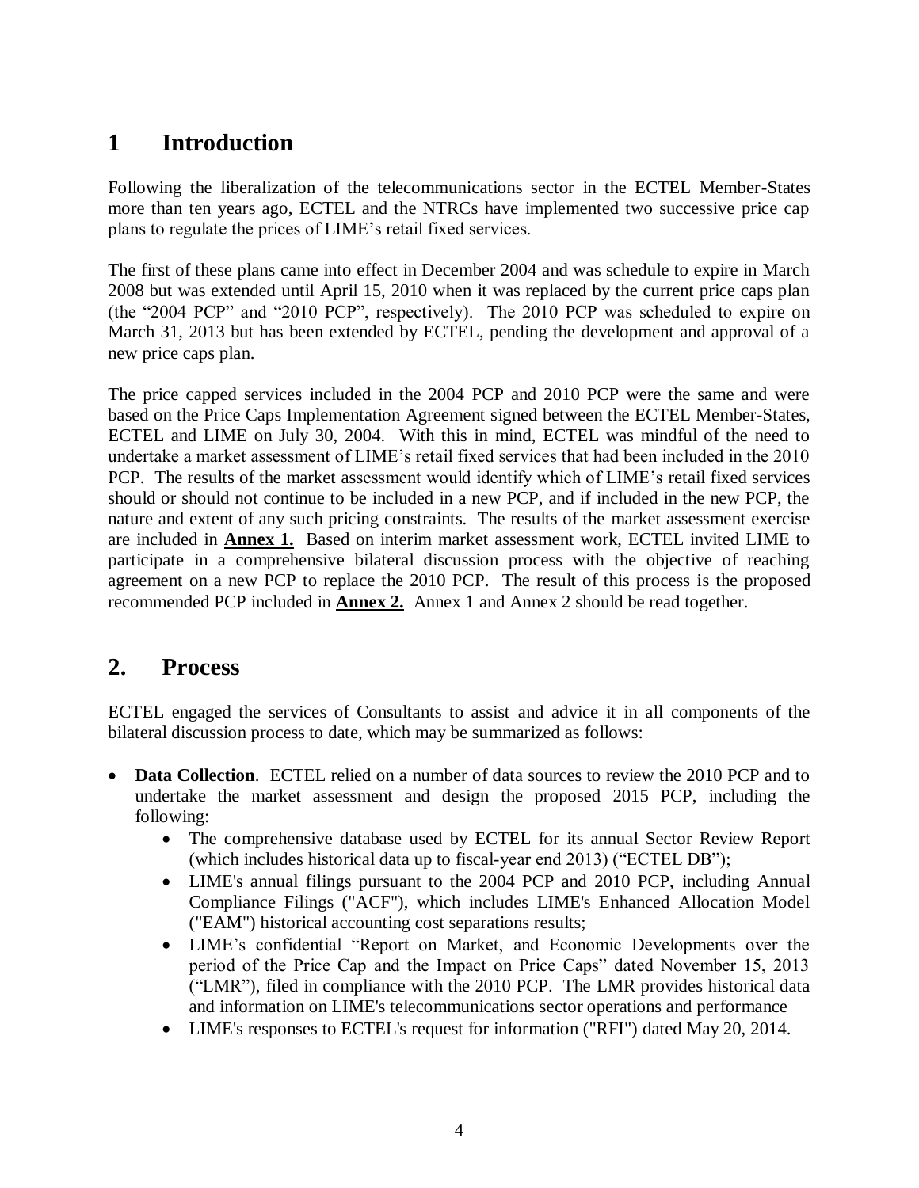# 1 Introduction

Following the liberalization of the telecommunications sector in the ECTEL Member-States more than ten years ago, ECTEL and the NTRCs have implemented two successive price cap plans to regulate the prices of LIME's retail fixed services.

The first of these plans came into effect in December 2004 and was schedule to expire in March 2008 but was extended until April 15, 2010 when it was replaced by the current price caps plan (the "2004 PCP" and "2010 PCP", respectively). The 2010 PCP was scheduled to expire on March 31, 2013 but has been extended by ECTEL, pending the development and approval of a new price caps plan.

The price capped services included in the 2004 PCP and 2010 PCP were the same and were based on the Price Caps Implementation Agreement signed between the ECTEL Member-States, ECTEL and LIME on July 30, 2004. With this in mind, ECTEL was mindful of the need to undertake a market assessment of LIME's retail fixed services that had been included in the 2010 PCP. The results of the market assessment would identify which of LIME's retail fixed services should or should not continue to be included in a new PCP, and if included in the new PCP, the nature and extent of any such pricing constraints. The results of the market assessment exercise are included in **Annex 1.** Based on interim market assessment work, ECTEL invited LIME to participate in a comprehensive bilateral discussion process with the objective of reaching agreement on a new PCP to replace the 2010 PCP. The result of this process is the proposed recommended PCP included in **Annex 2.** Annex 1 and Annex 2 should be read together.

# 2. Process

ECTEL engaged the services of Consultants to assist and advice it in all components of the bilateral discussion process to date, which may be summarized as follows:

- **Data Collection**. ECTEL relied on a number of data sources to review the 2010 PCP and to undertake the market assessment and design the proposed 2015 PCP, including the following:
  - The comprehensive database used by ECTEL for its annual Sector Review Report (which includes historical data up to fiscal-year end 2013) ("ECTEL DB");
  - LIME's annual filings pursuant to the 2004 PCP and 2010 PCP, including Annual Compliance Filings ("ACF"), which includes LIME's Enhanced Allocation Model ("EAM") historical accounting cost separations results;
  - LIME's confidential "Report on Market, and Economic Developments over the period of the Price Cap and the Impact on Price Caps" dated November 15, 2013 ("LMR"), filed in compliance with the 2010 PCP. The LMR provides historical data and information on LIME's telecommunications sector operations and performance
  - LIME's responses to ECTEL's request for information ("RFI") dated May 20, 2014.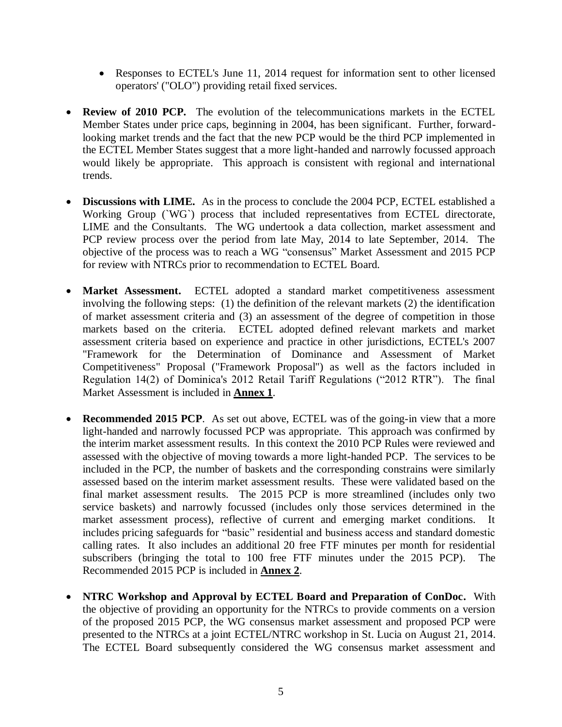- Responses to ECTEL's June 11, 2014 request for information sent to other licensed operators' ("OLO") providing retail fixed services.

- **Review of 2010 PCP.** The evolution of the telecommunications markets in the ECTEL Member States under price caps, beginning in 2004, has been significant. Further, forward-looking market trends and the fact that the new PCP would be the third PCP implemented in the ECTEL Member States suggest that a more light-handed and narrowly focussed approach would likely be appropriate. This approach is consistent with regional and international trends.

- **Discussions with LIME.** As in the process to conclude the 2004 PCP, ECTEL established a Working Group (`WG`) process that included representatives from ECTEL directorate, LIME and the Consultants. The WG undertook a data collection, market assessment and PCP review process over the period from late May, 2014 to late September, 2014. The objective of the process was to reach a WG "consensus" Market Assessment and 2015 PCP for review with NTRCs prior to recommendation to ECTEL Board.

- **Market Assessment.** ECTEL adopted a standard market competitiveness assessment involving the following steps: (1) the definition of the relevant markets (2) the identification of market assessment criteria and (3) an assessment of the degree of competition in those markets based on the criteria. ECTEL adopted defined relevant markets and market assessment criteria based on experience and practice in other jurisdictions, ECTEL's 2007 "Framework for the Determination of Dominance and Assessment of Market Competitiveness" Proposal ("Framework Proposal") as well as the factors included in Regulation 14(2) of Dominica's 2012 Retail Tariff Regulations ("2012 RTR"). The final Market Assessment is included in **Annex 1**.

- **Recommended 2015 PCP**. As set out above, ECTEL was of the going-in view that a more light-handed and narrowly focussed PCP was appropriate. This approach was confirmed by the interim market assessment results. In this context the 2010 PCP Rules were reviewed and assessed with the objective of moving towards a more light-handed PCP. The services to be included in the PCP, the number of baskets and the corresponding constrains were similarly assessed based on the interim market assessment results. These were validated based on the final market assessment results. The 2015 PCP is more streamlined (includes only two service baskets) and narrowly focussed (includes only those services determined in the market assessment process), reflective of current and emerging market conditions. It includes pricing safeguards for "basic" residential and business access and standard domestic calling rates. It also includes an additional 20 free FTF minutes per month for residential subscribers (bringing the total to 100 free FTF minutes under the 2015 PCP). The Recommended 2015 PCP is included in **Annex 2**.

- **NTRC Workshop and Approval by ECTEL Board and Preparation of ConDoc.** With the objective of providing an opportunity for the NTRCs to provide comments on a version of the proposed 2015 PCP, the WG consensus market assessment and proposed PCP were presented to the NTRCs at a joint ECTEL/NTRC workshop in St. Lucia on August 21, 2014. The ECTEL Board subsequently considered the WG consensus market assessment and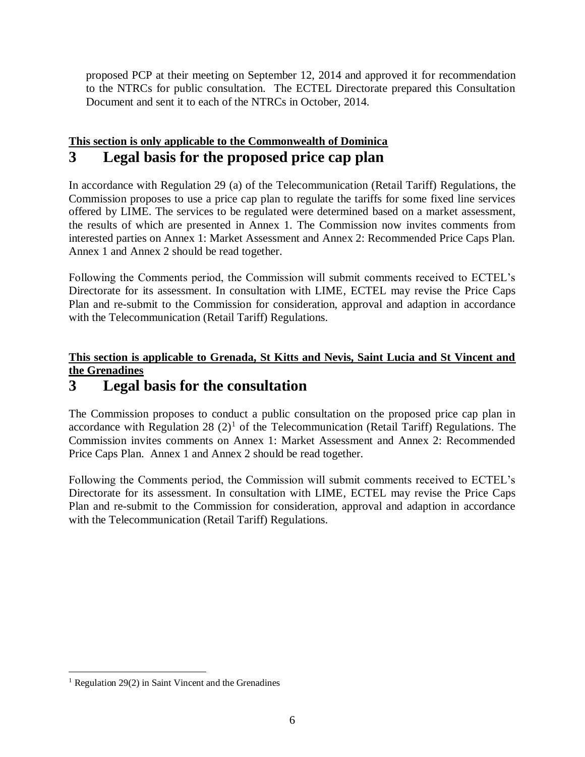proposed PCP at their meeting on September 12, 2014 and approved it for recommendation to the NTRCs for public consultation. The ECTEL Directorate prepared this Consultation Document and sent it to each of the NTRCs in October, 2014.

**This section is only applicable to the Commonwealth of Dominica**

# 3 Legal basis for the proposed price cap plan

In accordance with Regulation 29 (a) of the Telecommunication (Retail Tariff) Regulations, the Commission proposes to use a price cap plan to regulate the tariffs for some fixed line services offered by LIME. The services to be regulated were determined based on a market assessment, the results of which are presented in Annex 1. The Commission now invites comments from interested parties on Annex 1: Market Assessment and Annex 2: Recommended Price Caps Plan. Annex 1 and Annex 2 should be read together.

Following the Comments period, the Commission will submit comments received to ECTEL's Directorate for its assessment. In consultation with LIME, ECTEL may revise the Price Caps Plan and re-submit to the Commission for consideration, approval and adaption in accordance with the Telecommunication (Retail Tariff) Regulations.

**This section is applicable to Grenada, St Kitts and Nevis, Saint Lucia and St Vincent and the Grenadines**

# 3 Legal basis for the consultation

The Commission proposes to conduct a public consultation on the proposed price cap plan in accordance with Regulation 28 (2)[1] of the Telecommunication (Retail Tariff) Regulations. The Commission invites comments on Annex 1: Market Assessment and Annex 2: Recommended Price Caps Plan. Annex 1 and Annex 2 should be read together.

Following the Comments period, the Commission will submit comments received to ECTEL's Directorate for its assessment. In consultation with LIME, ECTEL may revise the Price Caps Plan and re-submit to the Commission for consideration, approval and adaption in accordance with the Telecommunication (Retail Tariff) Regulations.

---

[1] Regulation 29(2) in Saint Vincent and the Grenadines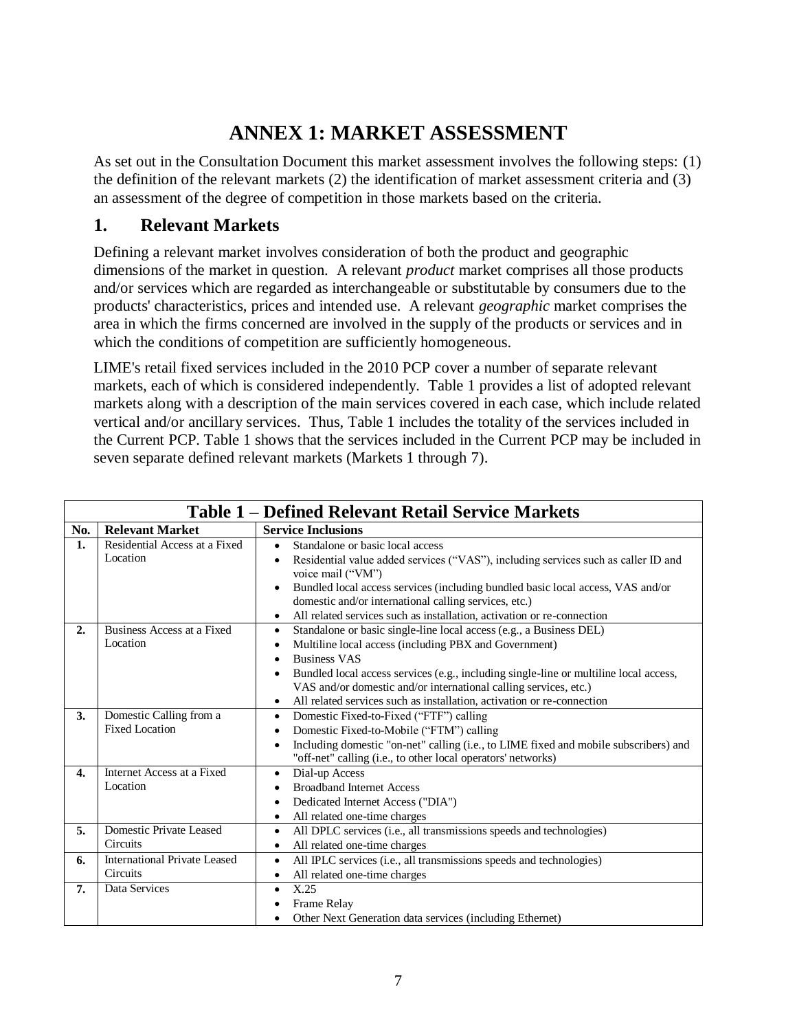# ANNEX 1: MARKET ASSESSMENT

As set out in the Consultation Document this market assessment involves the following steps: (1) the definition of the relevant markets (2) the identification of market assessment criteria and (3) an assessment of the degree of competition in those markets based on the criteria.

## 1. Relevant Markets

Defining a relevant market involves consideration of both the product and geographic dimensions of the market in question. A relevant *product* market comprises all those products and/or services which are regarded as interchangeable or substitutable by consumers due to the products' characteristics, prices and intended use. A relevant *geographic* market comprises the area in which the firms concerned are involved in the supply of the products or services and in which the conditions of competition are sufficiently homogeneous.

LIME's retail fixed services included in the 2010 PCP cover a number of separate relevant markets, each of which is considered independently. Table 1 provides a list of adopted relevant markets along with a description of the main services covered in each case, which include related vertical and/or ancillary services. Thus, Table 1 includes the totality of the services included in the Current PCP. Table 1 shows that the services included in the Current PCP may be included in seven separate defined relevant markets (Markets 1 through 7).

**Table 1 – Defined Relevant Retail Service Markets**

| No. | Relevant Market | Service Inclusions |
|---|---|---|
| **1.** | Residential Access at a Fixed Location | • Standalone or basic local access<br>• Residential value added services ("VAS"), including services such as caller ID and voice mail ("VM")<br>• Bundled local access services (including bundled basic local access, VAS and/or domestic and/or international calling services, etc.)<br>• All related services such as installation, activation or re-connection |
| **2.** | Business Access at a Fixed Location | • Standalone or basic single-line local access (e.g., a Business DEL)<br>• Multiline local access (including PBX and Government)<br>• Business VAS<br>• Bundled local access services (e.g., including single-line or multiline local access, VAS and/or domestic and/or international calling services, etc.)<br>• All related services such as installation, activation or re-connection |
| **3.** | Domestic Calling from a Fixed Location | • Domestic Fixed-to-Fixed ("FTF") calling<br>• Domestic Fixed-to-Mobile ("FTM") calling<br>• Including domestic "on-net" calling (i.e., to LIME fixed and mobile subscribers) and "off-net" calling (i.e., to other local operators' networks) |
| **4.** | Internet Access at a Fixed Location | • Dial-up Access<br>• Broadband Internet Access<br>• Dedicated Internet Access ("DIA")<br>• All related one-time charges |
| **5.** | Domestic Private Leased Circuits | • All DPLC services (i.e., all transmissions speeds and technologies)<br>• All related one-time charges |
| **6.** | International Private Leased Circuits | • All IPLC services (i.e., all transmissions speeds and technologies)<br>• All related one-time charges |
| **7.** | Data Services | • X.25<br>• Frame Relay<br>• Other Next Generation data services (including Ethernet) |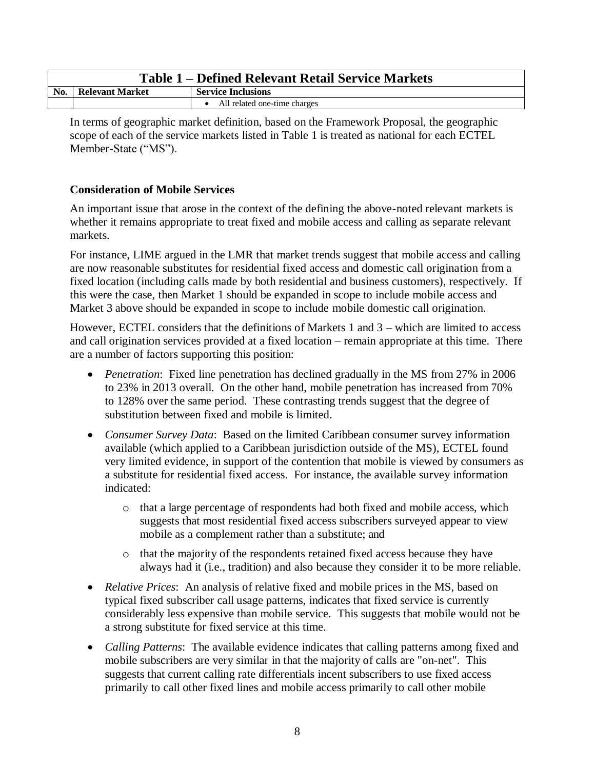| Table 1 – Defined Relevant Retail Service Markets | | |
|---|---|---|
| **No.** | **Relevant Market** | **Service Inclusions** |
| | | • All related one-time charges |

In terms of geographic market definition, based on the Framework Proposal, the geographic scope of each of the service markets listed in Table 1 is treated as national for each ECTEL Member-State ("MS").

**Consideration of Mobile Services**

An important issue that arose in the context of the defining the above-noted relevant markets is whether it remains appropriate to treat fixed and mobile access and calling as separate relevant markets.

For instance, LIME argued in the LMR that market trends suggest that mobile access and calling are now reasonable substitutes for residential fixed access and domestic call origination from a fixed location (including calls made by both residential and business customers), respectively. If this were the case, then Market 1 should be expanded in scope to include mobile access and Market 3 above should be expanded in scope to include mobile domestic call origination.

However, ECTEL considers that the definitions of Markets 1 and 3 – which are limited to access and call origination services provided at a fixed location – remain appropriate at this time. There are a number of factors supporting this position:

- *Penetration*: Fixed line penetration has declined gradually in the MS from 27% in 2006 to 23% in 2013 overall. On the other hand, mobile penetration has increased from 70% to 128% over the same period. These contrasting trends suggest that the degree of substitution between fixed and mobile is limited.
- *Consumer Survey Data*: Based on the limited Caribbean consumer survey information available (which applied to a Caribbean jurisdiction outside of the MS), ECTEL found very limited evidence, in support of the contention that mobile is viewed by consumers as a substitute for residential fixed access. For instance, the available survey information indicated:
  - that a large percentage of respondents had both fixed and mobile access, which suggests that most residential fixed access subscribers surveyed appear to view mobile as a complement rather than a substitute; and
  - that the majority of the respondents retained fixed access because they have always had it (i.e., tradition) and also because they consider it to be more reliable.
- *Relative Prices*: An analysis of relative fixed and mobile prices in the MS, based on typical fixed subscriber call usage patterns, indicates that fixed service is currently considerably less expensive than mobile service. This suggests that mobile would not be a strong substitute for fixed service at this time.
- *Calling Patterns*: The available evidence indicates that calling patterns among fixed and mobile subscribers are very similar in that the majority of calls are "on-net". This suggests that current calling rate differentials incent subscribers to use fixed access primarily to call other fixed lines and mobile access primarily to call other mobile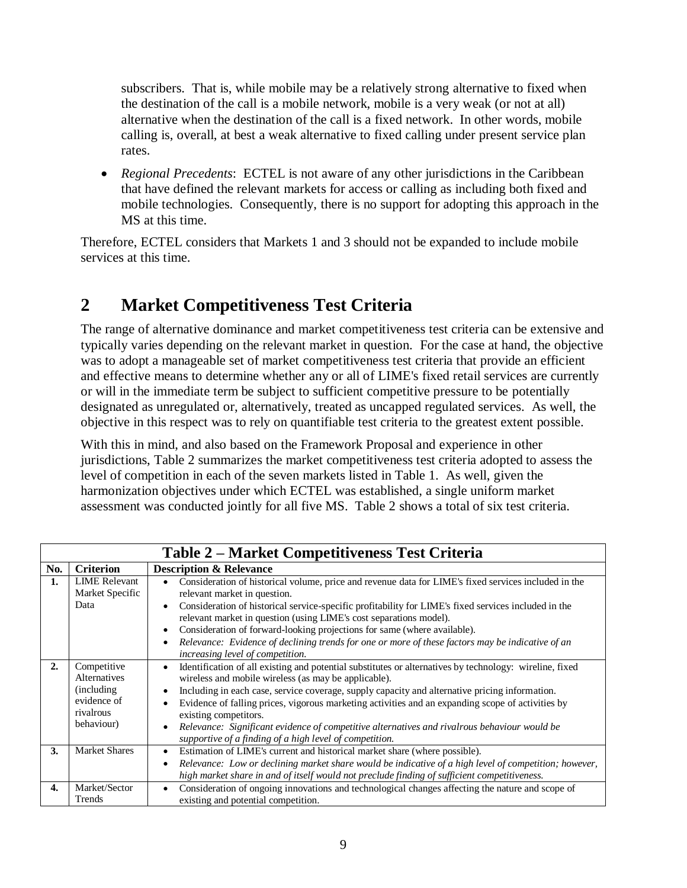subscribers. That is, while mobile may be a relatively strong alternative to fixed when the destination of the call is a mobile network, mobile is a very weak (or not at all) alternative when the destination of the call is a fixed network. In other words, mobile calling is, overall, at best a weak alternative to fixed calling under present service plan rates.

- *Regional Precedents*: ECTEL is not aware of any other jurisdictions in the Caribbean that have defined the relevant markets for access or calling as including both fixed and mobile technologies. Consequently, there is no support for adopting this approach in the MS at this time.

Therefore, ECTEL considers that Markets 1 and 3 should not be expanded to include mobile services at this time.

# 2 Market Competitiveness Test Criteria

The range of alternative dominance and market competitiveness test criteria can be extensive and typically varies depending on the relevant market in question. For the case at hand, the objective was to adopt a manageable set of market competitiveness test criteria that provide an efficient and effective means to determine whether any or all of LIME's fixed retail services are currently or will in the immediate term be subject to sufficient competitive pressure to be potentially designated as unregulated or, alternatively, treated as uncapped regulated services. As well, the objective in this respect was to rely on quantifiable test criteria to the greatest extent possible.

With this in mind, and also based on the Framework Proposal and experience in other jurisdictions, Table 2 summarizes the market competitiveness test criteria adopted to assess the level of competition in each of the seven markets listed in Table 1. As well, given the harmonization objectives under which ECTEL was established, a single uniform market assessment was conducted jointly for all five MS. Table 2 shows a total of six test criteria.

**Table 2 – Market Competitiveness Test Criteria**

| No. | Criterion | Description & Relevance |
|---|---|---|
| **1.** | LIME Relevant Market Specific Data | • Consideration of historical volume, price and revenue data for LIME's fixed services included in the relevant market in question.<br>• Consideration of historical service-specific profitability for LIME's fixed services included in the relevant market in question (using LIME's cost separations model).<br>• Consideration of forward-looking projections for same (where available).<br>• *Relevance: Evidence of declining trends for one or more of these factors may be indicative of an increasing level of competition.* |
| **2.** | Competitive Alternatives (including evidence of rivalrous behaviour) | • Identification of all existing and potential substitutes or alternatives by technology: wireline, fixed wireless and mobile wireless (as may be applicable).<br>• Including in each case, service coverage, supply capacity and alternative pricing information.<br>• Evidence of falling prices, vigorous marketing activities and an expanding scope of activities by existing competitors.<br>• *Relevance: Significant evidence of competitive alternatives and rivalrous behaviour would be supportive of a finding of a high level of competition.* |
| **3.** | Market Shares | • Estimation of LIME's current and historical market share (where possible).<br>• *Relevance: Low or declining market share would be indicative of a high level of competition; however, high market share in and of itself would not preclude finding of sufficient competitiveness.* |
| **4.** | Market/Sector Trends | • Consideration of ongoing innovations and technological changes affecting the nature and scope of existing and potential competition. |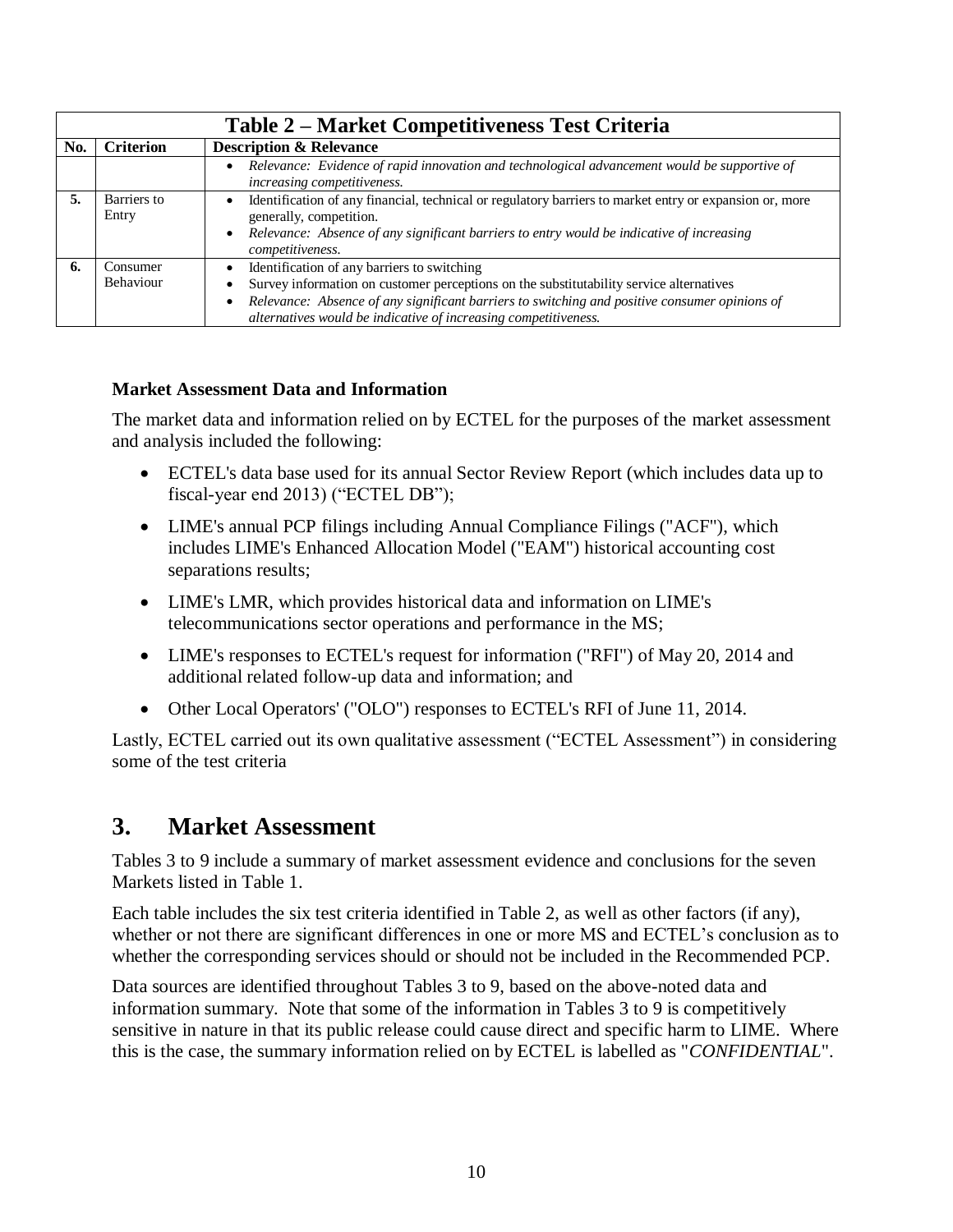| Table 2 – Market Competitiveness Test Criteria | | |
|---|---|---|
| **No.** | **Criterion** | **Description & Relevance** |
| | | • *Relevance: Evidence of rapid innovation and technological advancement would be supportive of increasing competitiveness.* |
| **5.** | Barriers to Entry | • Identification of any financial, technical or regulatory barriers to market entry or expansion or, more generally, competition.<br>• *Relevance: Absence of any significant barriers to entry would be indicative of increasing competitiveness.* |
| **6.** | Consumer Behaviour | • Identification of any barriers to switching<br>• Survey information on customer perceptions on the substitutability service alternatives<br>• *Relevance: Absence of any significant barriers to switching and positive consumer opinions of alternatives would be indicative of increasing competitiveness.* |

**Market Assessment Data and Information**

The market data and information relied on by ECTEL for the purposes of the market assessment and analysis included the following:

- ECTEL's data base used for its annual Sector Review Report (which includes data up to fiscal-year end 2013) ("ECTEL DB");
- LIME's annual PCP filings including Annual Compliance Filings ("ACF"), which includes LIME's Enhanced Allocation Model ("EAM") historical accounting cost separations results;
- LIME's LMR, which provides historical data and information on LIME's telecommunications sector operations and performance in the MS;
- LIME's responses to ECTEL's request for information ("RFI") of May 20, 2014 and additional related follow-up data and information; and
- Other Local Operators' ("OLO") responses to ECTEL's RFI of June 11, 2014.

Lastly, ECTEL carried out its own qualitative assessment ("ECTEL Assessment") in considering some of the test criteria

## 3. Market Assessment

Tables 3 to 9 include a summary of market assessment evidence and conclusions for the seven Markets listed in Table 1.

Each table includes the six test criteria identified in Table 2, as well as other factors (if any), whether or not there are significant differences in one or more MS and ECTEL's conclusion as to whether the corresponding services should or should not be included in the Recommended PCP.

Data sources are identified throughout Tables 3 to 9, based on the above-noted data and information summary. Note that some of the information in Tables 3 to 9 is competitively sensitive in nature in that its public release could cause direct and specific harm to LIME. Where this is the case, the summary information relied on by ECTEL is labelled as "*CONFIDENTIAL*".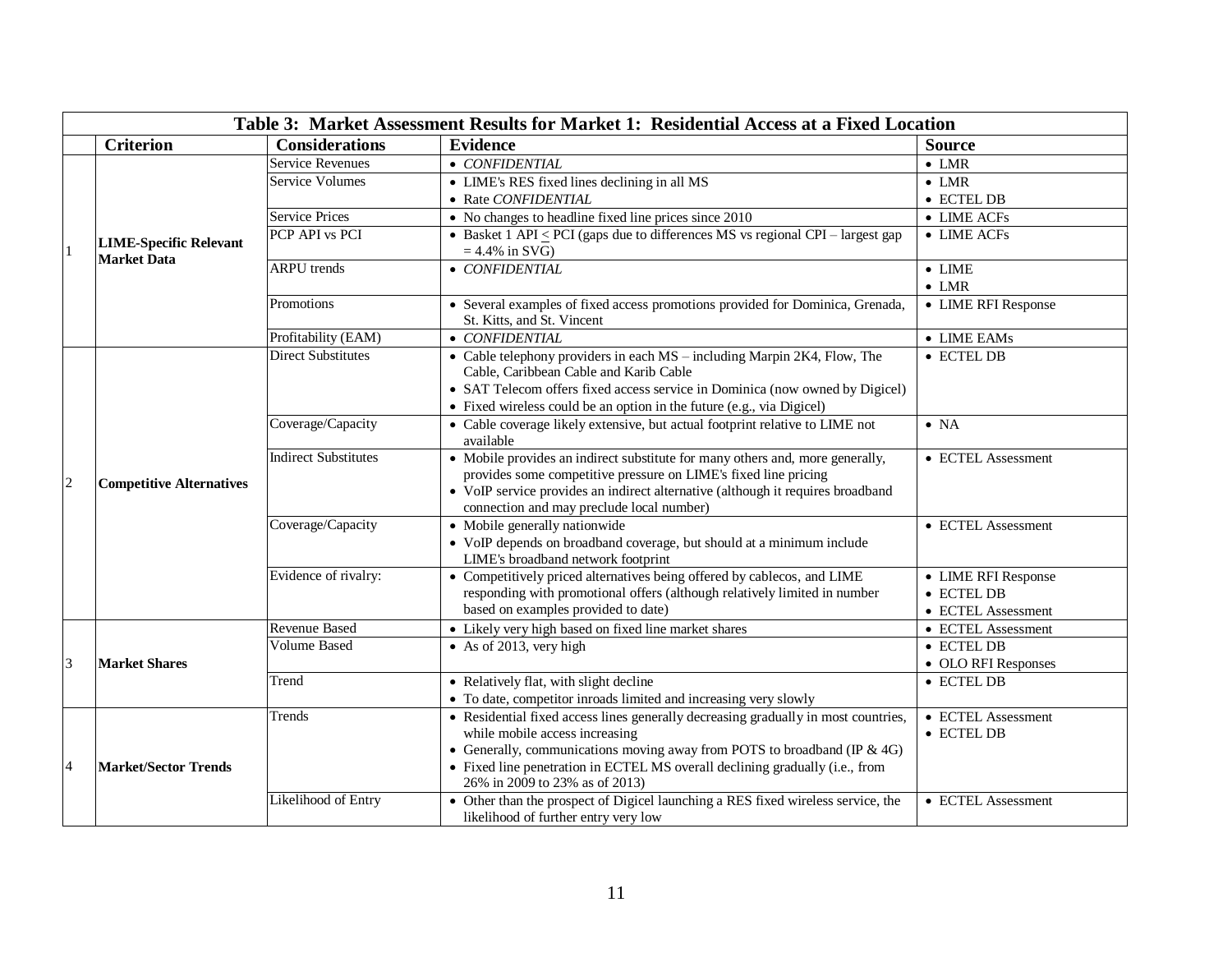**Table 3: Market Assessment Results for Market 1: Residential Access at a Fixed Location**

| | Criterion | Considerations | Evidence | Source |
|---|---|---|---|---|
| 1 | **LIME-Specific Relevant Market Data** | Service Revenues | • *CONFIDENTIAL* | • LMR |
| | | Service Volumes | • LIME's RES fixed lines declining in all MS<br>• Rate *CONFIDENTIAL* | • LMR<br>• ECTEL DB |
| | | Service Prices | • No changes to headline fixed line prices since 2010 | • LIME ACFs |
| | | PCP API vs PCI | • Basket 1 API ≤ PCI (gaps due to differences MS vs regional CPI – largest gap = 4.4% in SVG) | • LIME ACFs |
| | | ARPU trends | • *CONFIDENTIAL* | • LIME<br>• LMR |
| | | Promotions | • Several examples of fixed access promotions provided for Dominica, Grenada, St. Kitts, and St. Vincent | • LIME RFI Response |
| | | Profitability (EAM) | • *CONFIDENTIAL* | • LIME EAMs |
| 2 | **Competitive Alternatives** | Direct Substitutes | • Cable telephony providers in each MS – including Marpin 2K4, Flow, The Cable, Caribbean Cable and Karib Cable<br>• SAT Telecom offers fixed access service in Dominica (now owned by Digicel)<br>• Fixed wireless could be an option in the future (e.g., via Digicel) | • ECTEL DB |
| | | Coverage/Capacity | • Cable coverage likely extensive, but actual footprint relative to LIME not available | • NA |
| | | Indirect Substitutes | • Mobile provides an indirect substitute for many others and, more generally, provides some competitive pressure on LIME's fixed line pricing<br>• VoIP service provides an indirect alternative (although it requires broadband connection and may preclude local number) | • ECTEL Assessment |
| | | Coverage/Capacity | • Mobile generally nationwide<br>• VoIP depends on broadband coverage, but should at a minimum include LIME's broadband network footprint | • ECTEL Assessment |
| | | Evidence of rivalry: | • Competitively priced alternatives being offered by cablecos, and LIME responding with promotional offers (although relatively limited in number based on examples provided to date) | • LIME RFI Response<br>• ECTEL DB<br>• ECTEL Assessment |
| 3 | **Market Shares** | Revenue Based | • Likely very high based on fixed line market shares | • ECTEL Assessment |
| | | Volume Based | • As of 2013, very high | • ECTEL DB<br>• OLO RFI Responses |
| | | Trend | • Relatively flat, with slight decline<br>• To date, competitor inroads limited and increasing very slowly | • ECTEL DB |
| 4 | **Market/Sector Trends** | Trends | • Residential fixed access lines generally decreasing gradually in most countries, while mobile access increasing<br>• Generally, communications moving away from POTS to broadband (IP & 4G)<br>• Fixed line penetration in ECTEL MS overall declining gradually (i.e., from 26% in 2009 to 23% as of 2013) | • ECTEL Assessment<br>• ECTEL DB |
| | | Likelihood of Entry | • Other than the prospect of Digicel launching a RES fixed wireless service, the likelihood of further entry very low | • ECTEL Assessment |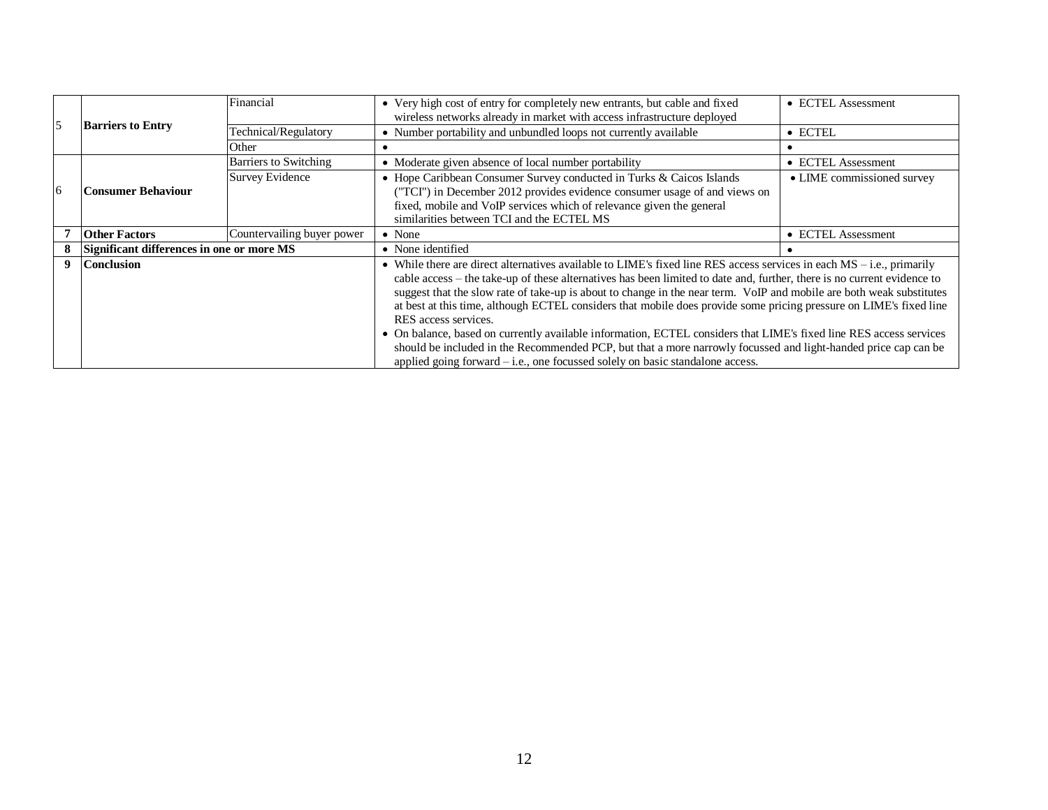| | | | | |
|---|---|---|---|---|
| 5 | **Barriers to Entry** | Financial | • Very high cost of entry for completely new entrants, but cable and fixed wireless networks already in market with access infrastructure deployed | • ECTEL Assessment |
| | | Technical/Regulatory | • Number portability and unbundled loops not currently available | • ECTEL |
| | | Other | • | • |
| 6 | **Consumer Behaviour** | Barriers to Switching | • Moderate given absence of local number portability | • ECTEL Assessment |
| | | Survey Evidence | • Hope Caribbean Consumer Survey conducted in Turks & Caicos Islands ("TCI") in December 2012 provides evidence consumer usage of and views on fixed, mobile and VoIP services which of relevance given the general similarities between TCI and the ECTEL MS | • LIME commissioned survey |
| **7** | **Other Factors** | Countervailing buyer power | • None | • ECTEL Assessment |
| **8** | **Significant differences in one or more MS** | | • None identified | • |
| **9** | **Conclusion** | | • While there are direct alternatives available to LIME's fixed line RES access services in each MS – i.e., primarily cable access – the take-up of these alternatives has been limited to date and, further, there is no current evidence to suggest that the slow rate of take-up is about to change in the near term. VoIP and mobile are both weak substitutes at best at this time, although ECTEL considers that mobile does provide some pricing pressure on LIME's fixed line RES access services.<br>• On balance, based on currently available information, ECTEL considers that LIME's fixed line RES access services should be included in the Recommended PCP, but that a more narrowly focussed and light-handed price cap can be applied going forward – i.e., one focussed solely on basic standalone access. | |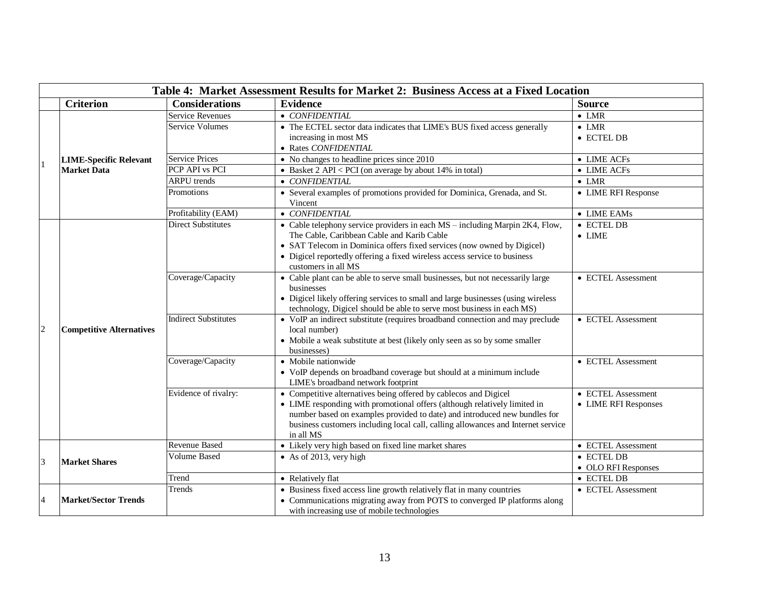**Table 4: Market Assessment Results for Market 2: Business Access at a Fixed Location**

| | Criterion | Considerations | Evidence | Source |
|---|---|---|---|---|
| 1 | **LIME-Specific Relevant Market Data** | Service Revenues | • *CONFIDENTIAL* | • LMR |
| | | Service Volumes | • The ECTEL sector data indicates that LIME's BUS fixed access generally increasing in most MS<br>• Rates *CONFIDENTIAL* | • LMR<br>• ECTEL DB |
| | | Service Prices | • No changes to headline prices since 2010 | • LIME ACFs |
| | | PCP API vs PCI | • Basket 2 API < PCI (on average by about 14% in total) | • LIME ACFs |
| | | ARPU trends | • *CONFIDENTIAL* | • LMR |
| | | Promotions | • Several examples of promotions provided for Dominica, Grenada, and St. Vincent | • LIME RFI Response |
| | | Profitability (EAM) | • *CONFIDENTIAL* | • LIME EAMs |
| 2 | **Competitive Alternatives** | Direct Substitutes | • Cable telephony service providers in each MS – including Marpin 2K4, Flow, The Cable, Caribbean Cable and Karib Cable<br>• SAT Telecom in Dominica offers fixed services (now owned by Digicel)<br>• Digicel reportedly offering a fixed wireless access service to business customers in all MS | • ECTEL DB<br>• LIME |
| | | Coverage/Capacity | • Cable plant can be able to serve small businesses, but not necessarily large businesses<br>• Digicel likely offering services to small and large businesses (using wireless technology, Digicel should be able to serve most business in each MS) | • ECTEL Assessment |
| | | Indirect Substitutes | • VoIP an indirect substitute (requires broadband connection and may preclude local number)<br>• Mobile a weak substitute at best (likely only seen as so by some smaller businesses) | • ECTEL Assessment |
| | | Coverage/Capacity | • Mobile nationwide<br>• VoIP depends on broadband coverage but should at a minimum include LIME's broadband network footprint | • ECTEL Assessment |
| | | Evidence of rivalry: | • Competitive alternatives being offered by cablecos and Digicel<br>• LIME responding with promotional offers (although relatively limited in number based on examples provided to date) and introduced new bundles for business customers including local call, calling allowances and Internet service in all MS | • ECTEL Assessment<br>• LIME RFI Responses |
| 3 | **Market Shares** | Revenue Based | • Likely very high based on fixed line market shares | • ECTEL Assessment |
| | | Volume Based | • As of 2013, very high | • ECTEL DB<br>• OLO RFI Responses |
| | | Trend | • Relatively flat | • ECTEL DB |
| 4 | **Market/Sector Trends** | Trends | • Business fixed access line growth relatively flat in many countries<br>• Communications migrating away from POTS to converged IP platforms along with increasing use of mobile technologies | • ECTEL Assessment |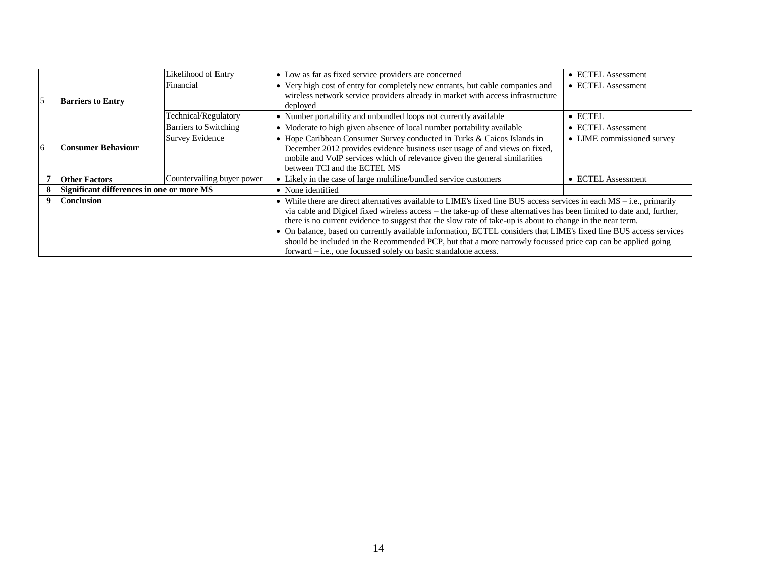| | | | | |
|---|---|---|---|---|
| | | Likelihood of Entry | • Low as far as fixed service providers are concerned | • ECTEL Assessment |
| 5 | **Barriers to Entry** | Financial | • Very high cost of entry for completely new entrants, but cable companies and wireless network service providers already in market with access infrastructure deployed | • ECTEL Assessment |
| | | Technical/Regulatory | • Number portability and unbundled loops not currently available | • ECTEL |
| 6 | **Consumer Behaviour** | Barriers to Switching | • Moderate to high given absence of local number portability available | • ECTEL Assessment |
| | | Survey Evidence | • Hope Caribbean Consumer Survey conducted in Turks & Caicos Islands in December 2012 provides evidence business user usage of and views on fixed, mobile and VoIP services which of relevance given the general similarities between TCI and the ECTEL MS | • LIME commissioned survey |
| **7** | **Other Factors** | Countervailing buyer power | • Likely in the case of large multiline/bundled service customers | • ECTEL Assessment |
| **8** | **Significant differences in one or more MS** | | • None identified | |
| **9** | **Conclusion** | | • While there are direct alternatives available to LIME's fixed line BUS access services in each MS – i.e., primarily via cable and Digicel fixed wireless access – the take-up of these alternatives has been limited to date and, further, there is no current evidence to suggest that the slow rate of take-up is about to change in the near term. • On balance, based on currently available information, ECTEL considers that LIME's fixed line BUS access services should be included in the Recommended PCP, but that a more narrowly focussed price cap can be applied going forward – i.e., one focussed solely on basic standalone access. | |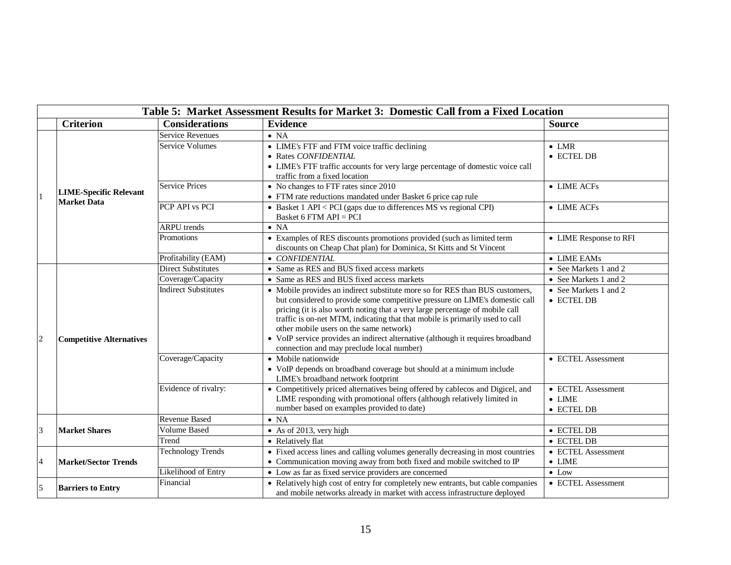**Table 5: Market Assessment Results for Market 3: Domestic Call from a Fixed Location**

| | Criterion | Considerations | Evidence | Source |
|---|---|---|---|---|
| 1 | **LIME-Specific Relevant Market Data** | Service Revenues | • NA | |
| | | Service Volumes | • LIME's FTF and FTM voice traffic declining<br>• Rates *CONFIDENTIAL*<br>• LIME's FTF traffic accounts for very large percentage of domestic voice call traffic from a fixed location | • LMR<br>• ECTEL DB |
| | | Service Prices | • No changes to FTF rates since 2010<br>• FTM rate reductions mandated under Basket 6 price cap rule | • LIME ACFs |
| | | PCP API vs PCI | • Basket 1 API < PCI (gaps due to differences MS vs regional CPI)<br>Basket 6 FTM API = PCI | • LIME ACFs |
| | | ARPU trends | • NA | |
| | | Promotions | • Examples of RES discounts promotions provided (such as limited term discounts on Cheap Chat plan) for Dominica, St Kitts and St Vincent | • LIME Response to RFI |
| | | Profitability (EAM) | • *CONFIDENTIAL* | • LIME EAMs |
| 2 | **Competitive Alternatives** | Direct Substitutes | • Same as RES and BUS fixed access markets | • See Markets 1 and 2 |
| | | Coverage/Capacity | • Same as RES and BUS fixed access markets | • See Markets 1 and 2 |
| | | Indirect Substitutes | • Mobile provides an indirect substitute more so for RES than BUS customers, but considered to provide some competitive pressure on LIME's domestic call pricing (it is also worth noting that a very large percentage of mobile call traffic is on-net MTM, indicating that that mobile is primarily used to call other mobile users on the same network)<br>• VoIP service provides an indirect alternative (although it requires broadband connection and may preclude local number) | • See Markets 1 and 2<br>• ECTEL DB |
| | | Coverage/Capacity | • Mobile nationwide<br>• VoIP depends on broadband coverage but should at a minimum include LIME's broadband network footprint | • ECTEL Assessment |
| | | Evidence of rivalry: | • Competitively priced alternatives being offered by cablecos and Digicel, and LIME responding with promotional offers (although relatively limited in number based on examples provided to date) | • ECTEL Assessment<br>• LIME<br>• ECTEL DB |
| 3 | **Market Shares** | Revenue Based | • NA | |
| | | Volume Based | • As of 2013, very high | • ECTEL DB |
| | | Trend | • Relatively flat | • ECTEL DB |
| 4 | **Market/Sector Trends** | Technology Trends | • Fixed access lines and calling volumes generally decreasing in most countries<br>• Communication moving away from both fixed and mobile switched to IP | • ECTEL Assessment<br>• LIME |
| | | Likelihood of Entry | • Low as far as fixed service providers are concerned | • Low |
| 5 | **Barriers to Entry** | Financial | • Relatively high cost of entry for completely new entrants, but cable companies and mobile networks already in market with access infrastructure deployed | • ECTEL Assessment |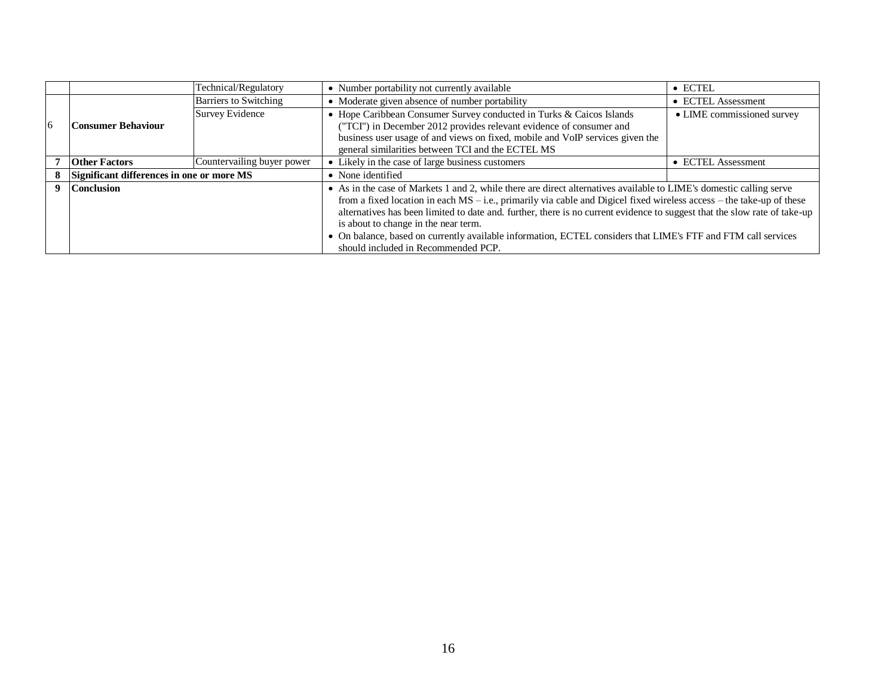| | | | | |
|---|---|---|---|---|
| | | Technical/Regulatory | • Number portability not currently available | • ECTEL |
| 6 | **Consumer Behaviour** | Barriers to Switching | • Moderate given absence of number portability | • ECTEL Assessment |
| | | Survey Evidence | • Hope Caribbean Consumer Survey conducted in Turks & Caicos Islands ("TCI") in December 2012 provides relevant evidence of consumer and business user usage of and views on fixed, mobile and VoIP services given the general similarities between TCI and the ECTEL MS | • LIME commissioned survey |
| **7** | **Other Factors** | Countervailing buyer power | • Likely in the case of large business customers | • ECTEL Assessment |
| **8** | **Significant differences in one or more MS** | | • None identified | |
| **9** | **Conclusion** | | • As in the case of Markets 1 and 2, while there are direct alternatives available to LIME's domestic calling serve from a fixed location in each MS – i.e., primarily via cable and Digicel fixed wireless access – the take-up of these alternatives has been limited to date and. further, there is no current evidence to suggest that the slow rate of take-up is about to change in the near term. • On balance, based on currently available information, ECTEL considers that LIME's FTF and FTM call services should included in Recommended PCP. | |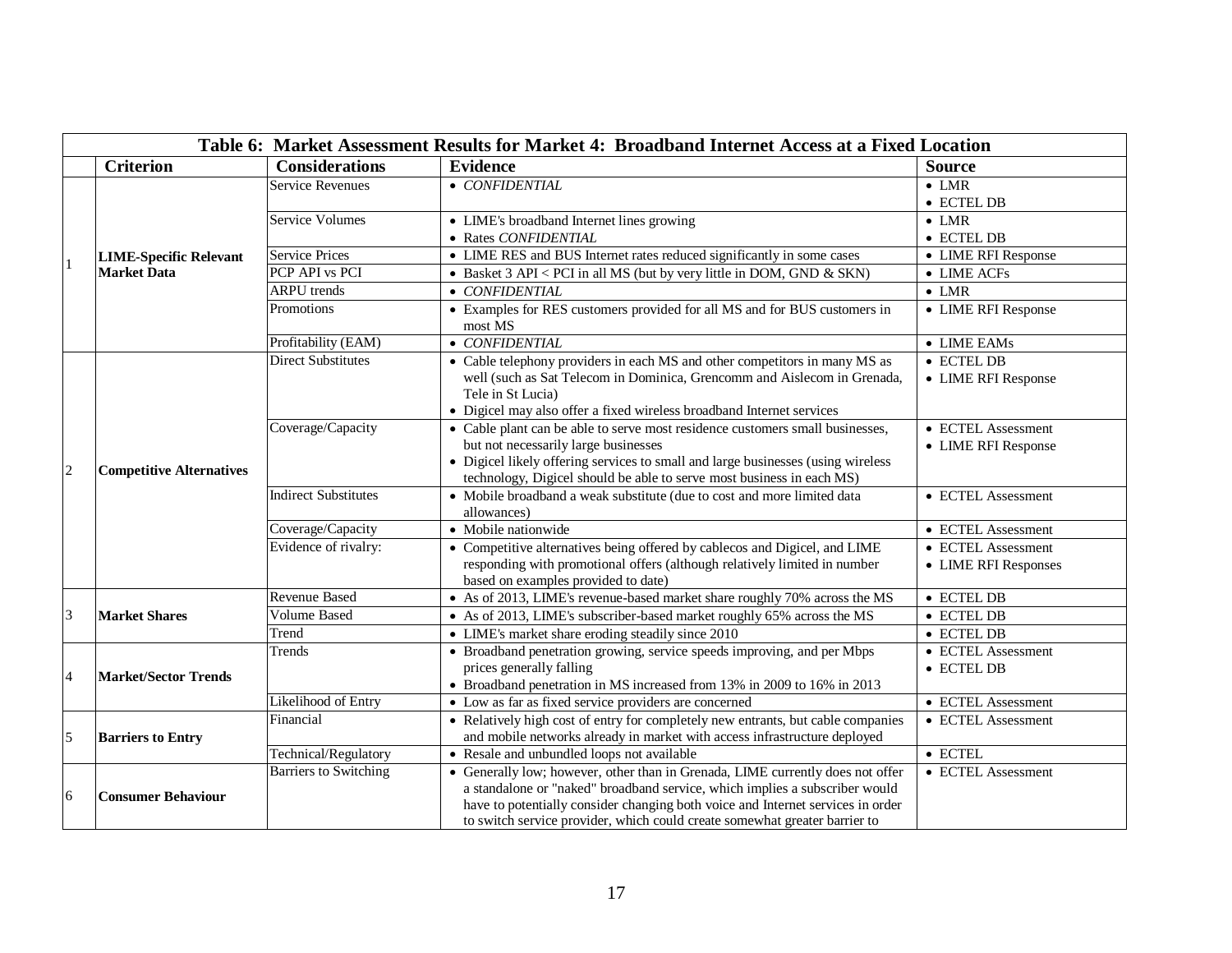| | Criterion | Considerations | Evidence | Source |
|---|---|---|---|---|
| **Table 6: Market Assessment Results for Market 4: Broadband Internet Access at a Fixed Location** | | | | |
| 1 | **LIME-Specific Relevant Market Data** | Service Revenues | • *CONFIDENTIAL* | • LMR<br>• ECTEL DB |
| | | Service Volumes | • LIME's broadband Internet lines growing<br>• Rates *CONFIDENTIAL* | • LMR<br>• ECTEL DB |
| | | Service Prices | • LIME RES and BUS Internet rates reduced significantly in some cases | • LIME RFI Response |
| | | PCP API vs PCI | • Basket 3 API < PCI in all MS (but by very little in DOM, GND & SKN) | • LIME ACFs |
| | | ARPU trends | • *CONFIDENTIAL* | • LMR |
| | | Promotions | • Examples for RES customers provided for all MS and for BUS customers in most MS | • LIME RFI Response |
| | | Profitability (EAM) | • *CONFIDENTIAL* | • LIME EAMs |
| 2 | **Competitive Alternatives** | Direct Substitutes | • Cable telephony providers in each MS and other competitors in many MS as well (such as Sat Telecom in Dominica, Grencomm and Aislecom in Grenada, Tele in St Lucia)<br>• Digicel may also offer a fixed wireless broadband Internet services | • ECTEL DB<br>• LIME RFI Response |
| | | Coverage/Capacity | • Cable plant can be able to serve most residence customers small businesses, but not necessarily large businesses<br>• Digicel likely offering services to small and large businesses (using wireless technology, Digicel should be able to serve most business in each MS) | • ECTEL Assessment<br>• LIME RFI Response |
| | | Indirect Substitutes | • Mobile broadband a weak substitute (due to cost and more limited data allowances) | • ECTEL Assessment |
| | | Coverage/Capacity | • Mobile nationwide | • ECTEL Assessment |
| | | Evidence of rivalry: | • Competitive alternatives being offered by cablecos and Digicel, and LIME responding with promotional offers (although relatively limited in number based on examples provided to date) | • ECTEL Assessment<br>• LIME RFI Responses |
| 3 | **Market Shares** | Revenue Based | • As of 2013, LIME's revenue-based market share roughly 70% across the MS | • ECTEL DB |
| | | Volume Based | • As of 2013, LIME's subscriber-based market roughly 65% across the MS | • ECTEL DB |
| | | Trend | • LIME's market share eroding steadily since 2010 | • ECTEL DB |
| 4 | **Market/Sector Trends** | Trends | • Broadband penetration growing, service speeds improving, and per Mbps prices generally falling<br>• Broadband penetration in MS increased from 13% in 2009 to 16% in 2013 | • ECTEL Assessment<br>• ECTEL DB |
| | | Likelihood of Entry | • Low as far as fixed service providers are concerned | • ECTEL Assessment |
| 5 | **Barriers to Entry** | Financial | • Relatively high cost of entry for completely new entrants, but cable companies and mobile networks already in market with access infrastructure deployed | • ECTEL Assessment |
| | | Technical/Regulatory | • Resale and unbundled loops not available | • ECTEL |
| 6 | **Consumer Behaviour** | Barriers to Switching | • Generally low; however, other than in Grenada, LIME currently does not offer a standalone or "naked" broadband service, which implies a subscriber would have to potentially consider changing both voice and Internet services in order to switch service provider, which could create somewhat greater barrier to | • ECTEL Assessment |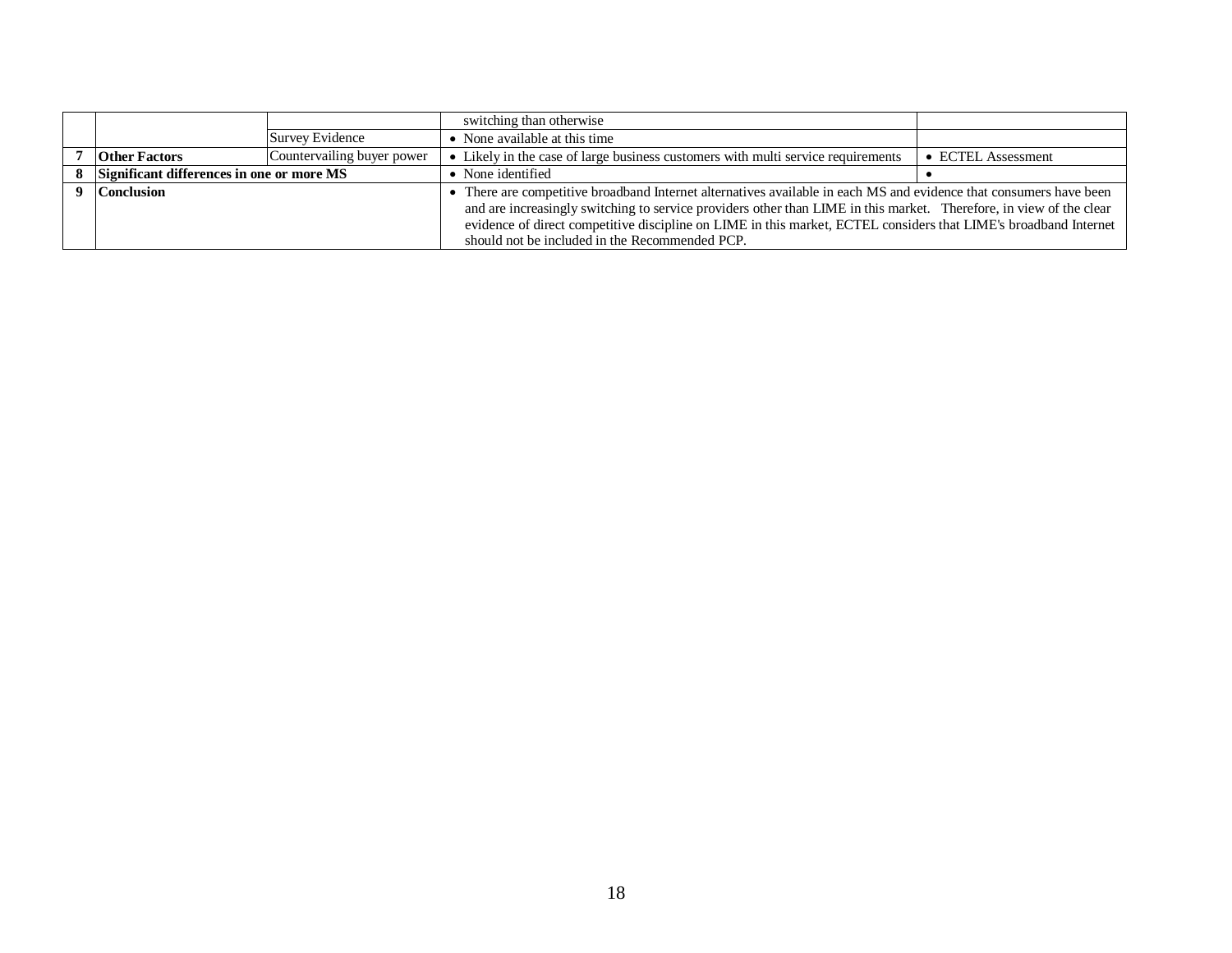| | | | | |
|---|---|---|---|---|
| | | | switching than otherwise | |
| | | Survey Evidence | • None available at this time | |
| **7** | **Other Factors** | Countervailing buyer power | • Likely in the case of large business customers with multi service requirements | • ECTEL Assessment |
| **8** | **Significant differences in one or more MS** | | • None identified | • |
| **9** | **Conclusion** | | • There are competitive broadband Internet alternatives available in each MS and evidence that consumers have been and are increasingly switching to service providers other than LIME in this market. Therefore, in view of the clear evidence of direct competitive discipline on LIME in this market, ECTEL considers that LIME's broadband Internet should not be included in the Recommended PCP. | |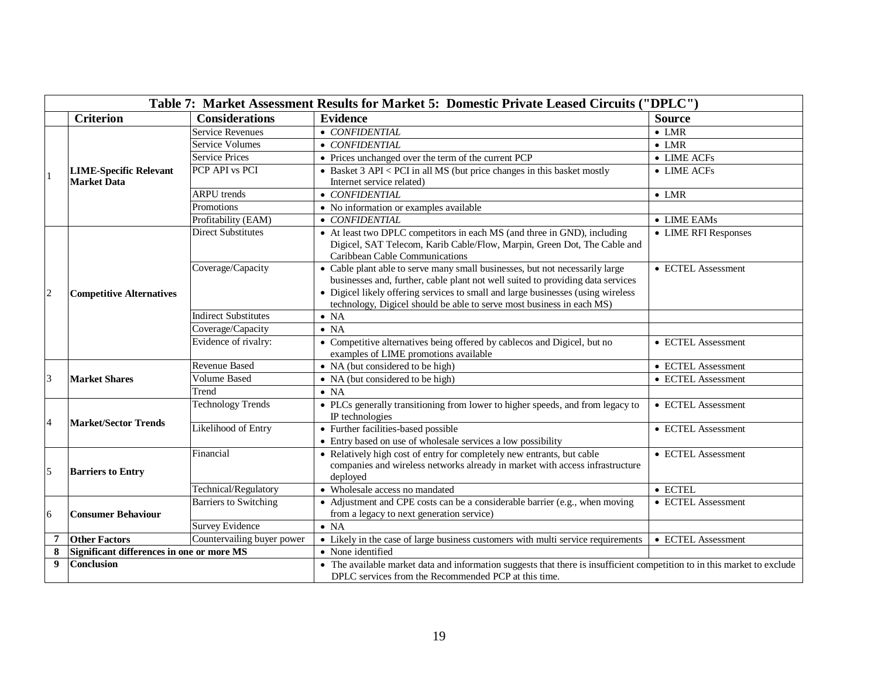| Table 7: Market Assessment Results for Market 5: Domestic Private Leased Circuits ("DPLC") | | | | |
|---|---|---|---|---|
| | **Criterion** | **Considerations** | **Evidence** | **Source** |
| 1 | **LIME-Specific Relevant Market Data** | Service Revenues | • *CONFIDENTIAL* | • LMR |
| | | Service Volumes | • *CONFIDENTIAL* | • LMR |
| | | Service Prices | • Prices unchanged over the term of the current PCP | • LIME ACFs |
| | | PCP API vs PCI | • Basket 3 API < PCI in all MS (but price changes in this basket mostly Internet service related) | • LIME ACFs |
| | | ARPU trends | • *CONFIDENTIAL* | • LMR |
| | | Promotions | • No information or examples available | |
| | | Profitability (EAM) | • *CONFIDENTIAL* | • LIME EAMs |
| 2 | **Competitive Alternatives** | Direct Substitutes | • At least two DPLC competitors in each MS (and three in GND), including Digicel, SAT Telecom, Karib Cable/Flow, Marpin, Green Dot, The Cable and Caribbean Cable Communications | • LIME RFI Responses |
| | | Coverage/Capacity | • Cable plant able to serve many small businesses, but not necessarily large businesses and, further, cable plant not well suited to providing data services<br>• Digicel likely offering services to small and large businesses (using wireless technology, Digicel should be able to serve most business in each MS) | • ECTEL Assessment |
| | | Indirect Substitutes | • NA | |
| | | Coverage/Capacity | • NA | |
| | | Evidence of rivalry: | • Competitive alternatives being offered by cablecos and Digicel, but no examples of LIME promotions available | • ECTEL Assessment |
| 3 | **Market Shares** | Revenue Based | • NA (but considered to be high) | • ECTEL Assessment |
| | | Volume Based | • NA (but considered to be high) | • ECTEL Assessment |
| | | Trend | • NA | |
| 4 | **Market/Sector Trends** | Technology Trends | • PLCs generally transitioning from lower to higher speeds, and from legacy to IP technologies | • ECTEL Assessment |
| | | Likelihood of Entry | • Further facilities-based possible<br>• Entry based on use of wholesale services a low possibility | • ECTEL Assessment |
| 5 | **Barriers to Entry** | Financial | • Relatively high cost of entry for completely new entrants, but cable companies and wireless networks already in market with access infrastructure deployed | • ECTEL Assessment |
| | | Technical/Regulatory | • Wholesale access no mandated | • ECTEL |
| 6 | **Consumer Behaviour** | Barriers to Switching | • Adjustment and CPE costs can be a considerable barrier (e.g., when moving from a legacy to next generation service) | • ECTEL Assessment |
| | | Survey Evidence | • NA | |
| **7** | **Other Factors** | Countervailing buyer power | • Likely in the case of large business customers with multi service requirements | • ECTEL Assessment |
| **8** | **Significant differences in one or more MS** | | • None identified | |
| **9** | **Conclusion** | | • The available market data and information suggests that there is insufficient competition to in this market to exclude DPLC services from the Recommended PCP at this time. | |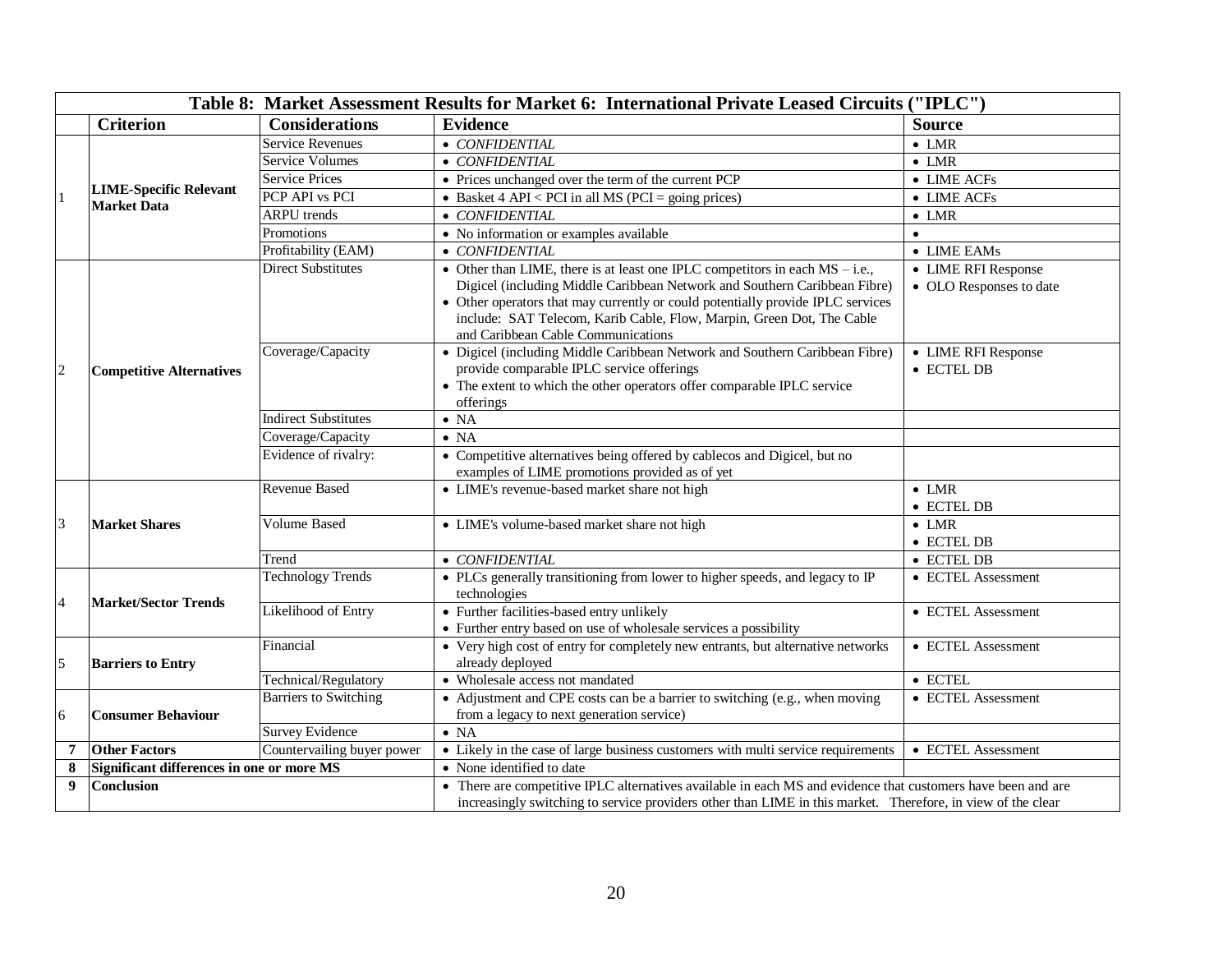| Table 8: Market Assessment Results for Market 6: International Private Leased Circuits ("IPLC") | | | | |
|---|---|---|---|---|
| | **Criterion** | **Considerations** | **Evidence** | **Source** |
| 1 | **LIME-Specific Relevant Market Data** | Service Revenues | • *CONFIDENTIAL* | • LMR |
| | | Service Volumes | • *CONFIDENTIAL* | • LMR |
| | | Service Prices | • Prices unchanged over the term of the current PCP | • LIME ACFs |
| | | PCP API vs PCI | • Basket 4 API < PCI in all MS (PCI = going prices) | • LIME ACFs |
| | | ARPU trends | • *CONFIDENTIAL* | • LMR |
| | | Promotions | • No information or examples available | • |
| | | Profitability (EAM) | • *CONFIDENTIAL* | • LIME EAMs |
| 2 | **Competitive Alternatives** | Direct Substitutes | • Other than LIME, there is at least one IPLC competitors in each MS – i.e., Digicel (including Middle Caribbean Network and Southern Caribbean Fibre)<br>• Other operators that may currently or could potentially provide IPLC services include: SAT Telecom, Karib Cable, Flow, Marpin, Green Dot, The Cable and Caribbean Cable Communications | • LIME RFI Response<br>• OLO Responses to date |
| | | Coverage/Capacity | • Digicel (including Middle Caribbean Network and Southern Caribbean Fibre) provide comparable IPLC service offerings<br>• The extent to which the other operators offer comparable IPLC service offerings | • LIME RFI Response<br>• ECTEL DB |
| | | Indirect Substitutes | • NA | |
| | | Coverage/Capacity | • NA | |
| | | Evidence of rivalry: | • Competitive alternatives being offered by cablecos and Digicel, but no examples of LIME promotions provided as of yet | |
| 3 | **Market Shares** | Revenue Based | • LIME's revenue-based market share not high | • LMR<br>• ECTEL DB |
| | | Volume Based | • LIME's volume-based market share not high | • LMR<br>• ECTEL DB |
| | | Trend | • *CONFIDENTIAL* | • ECTEL DB |
| 4 | **Market/Sector Trends** | Technology Trends | • PLCs generally transitioning from lower to higher speeds, and legacy to IP technologies | • ECTEL Assessment |
| | | Likelihood of Entry | • Further facilities-based entry unlikely<br>• Further entry based on use of wholesale services a possibility | • ECTEL Assessment |
| 5 | **Barriers to Entry** | Financial | • Very high cost of entry for completely new entrants, but alternative networks already deployed | • ECTEL Assessment |
| | | Technical/Regulatory | • Wholesale access not mandated | • ECTEL |
| 6 | **Consumer Behaviour** | Barriers to Switching | • Adjustment and CPE costs can be a barrier to switching (e.g., when moving from a legacy to next generation service) | • ECTEL Assessment |
| | | Survey Evidence | • NA | |
| **7** | **Other Factors** | Countervailing buyer power | • Likely in the case of large business customers with multi service requirements | • ECTEL Assessment |
| **8** | **Significant differences in one or more MS** | | • None identified to date | |
| **9** | **Conclusion** | | • There are competitive IPLC alternatives available in each MS and evidence that customers have been and are increasingly switching to service providers other than LIME in this market. Therefore, in view of the clear | |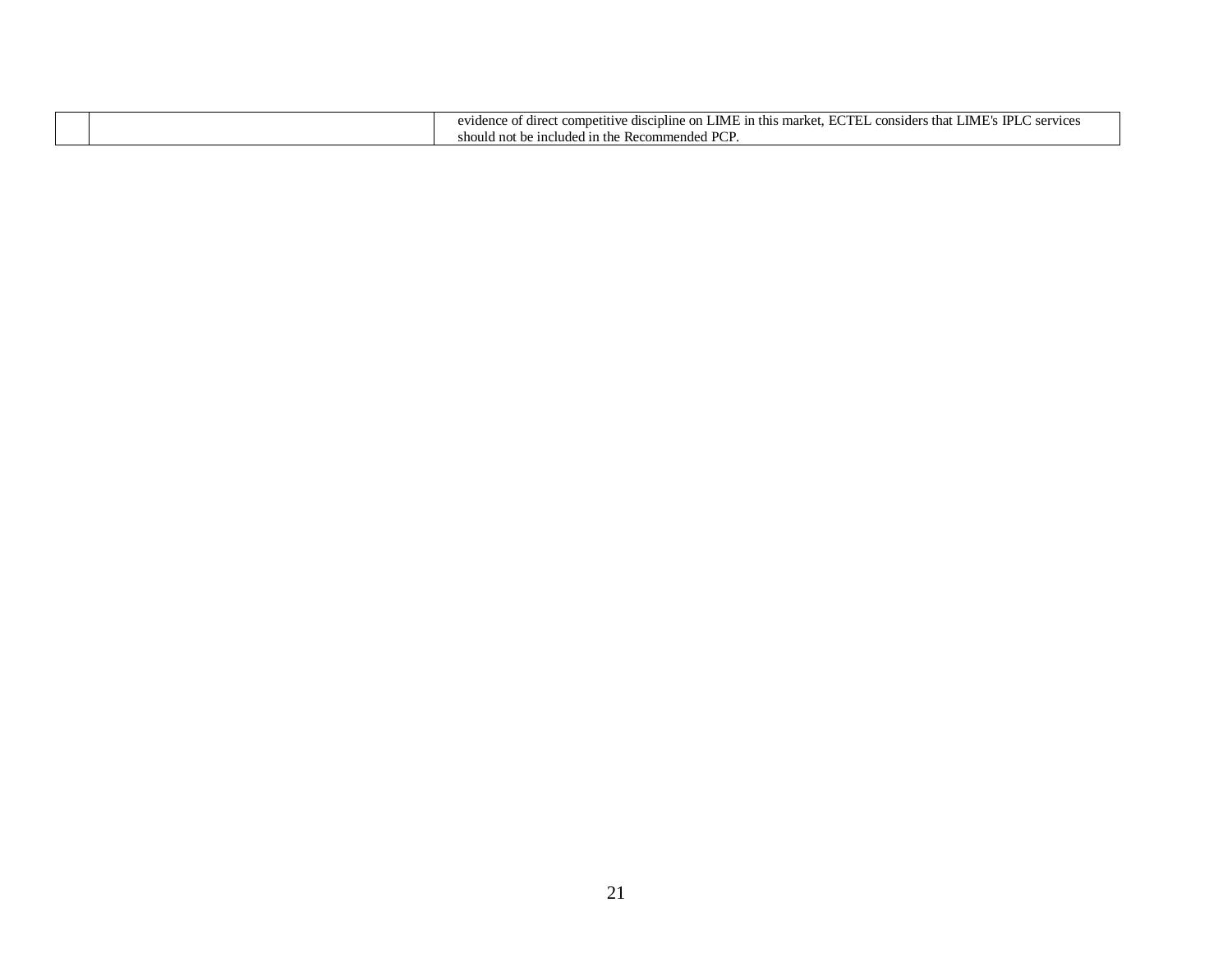| | | |
|---|---|---|
| | | evidence of direct competitive discipline on LIME in this market, ECTEL considers that LIME's IPLC services should not be included in the Recommended PCP. |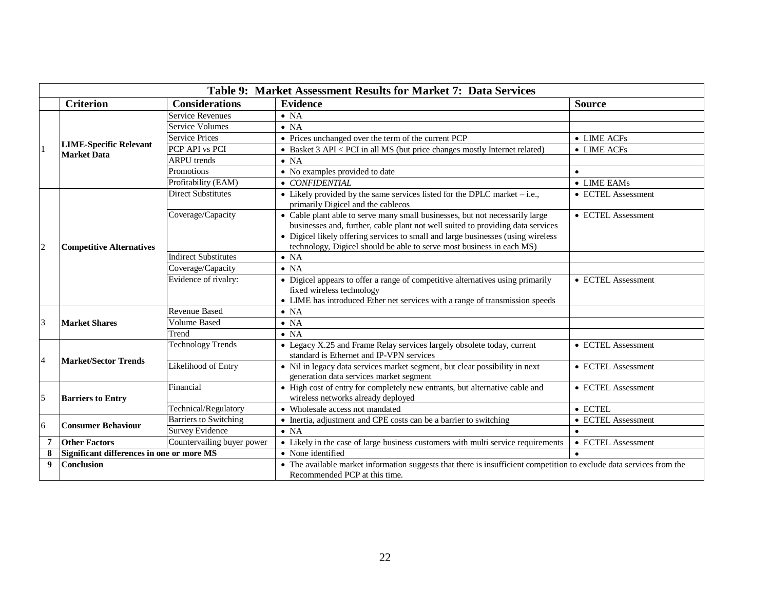| | Table 9: Market Assessment Results for Market 7: Data Services | | | |
|---|---|---|---|---|
| | **Criterion** | **Considerations** | **Evidence** | **Source** |
| 1 | **LIME-Specific Relevant Market Data** | Service Revenues | • NA | |
| | | Service Volumes | • NA | |
| | | Service Prices | • Prices unchanged over the term of the current PCP | • LIME ACFs |
| | | PCP API vs PCI | • Basket 3 API < PCI in all MS (but price changes mostly Internet related) | • LIME ACFs |
| | | ARPU trends | • NA | |
| | | Promotions | • No examples provided to date | • |
| | | Profitability (EAM) | • *CONFIDENTIAL* | • LIME EAMs |
| 2 | **Competitive Alternatives** | Direct Substitutes | • Likely provided by the same services listed for the DPLC market – i.e., primarily Digicel and the cablecos | • ECTEL Assessment |
| | | Coverage/Capacity | • Cable plant able to serve many small businesses, but not necessarily large businesses and, further, cable plant not well suited to providing data services<br>• Digicel likely offering services to small and large businesses (using wireless technology, Digicel should be able to serve most business in each MS) | • ECTEL Assessment |
| | | Indirect Substitutes | • NA | |
| | | Coverage/Capacity | • NA | |
| | | Evidence of rivalry: | • Digicel appears to offer a range of competitive alternatives using primarily fixed wireless technology<br>• LIME has introduced Ether net services with a range of transmission speeds | • ECTEL Assessment |
| 3 | **Market Shares** | Revenue Based | • NA | |
| | | Volume Based | • NA | |
| | | Trend | • NA | |
| 4 | **Market/Sector Trends** | Technology Trends | • Legacy X.25 and Frame Relay services largely obsolete today, current standard is Ethernet and IP-VPN services | • ECTEL Assessment |
| | | Likelihood of Entry | • Nil in legacy data services market segment, but clear possibility in next generation data services market segment | • ECTEL Assessment |
| 5 | **Barriers to Entry** | Financial | • High cost of entry for completely new entrants, but alternative cable and wireless networks already deployed | • ECTEL Assessment |
| | | Technical/Regulatory | • Wholesale access not mandated | • ECTEL |
| 6 | **Consumer Behaviour** | Barriers to Switching | • Inertia, adjustment and CPE costs can be a barrier to switching | • ECTEL Assessment |
| | | Survey Evidence | • NA | • |
| **7** | **Other Factors** | Countervailing buyer power | • Likely in the case of large business customers with multi service requirements | • ECTEL Assessment |
| **8** | **Significant differences in one or more MS** | | • None identified | • |
| **9** | **Conclusion** | | • The available market information suggests that there is insufficient competition to exclude data services from the Recommended PCP at this time. | |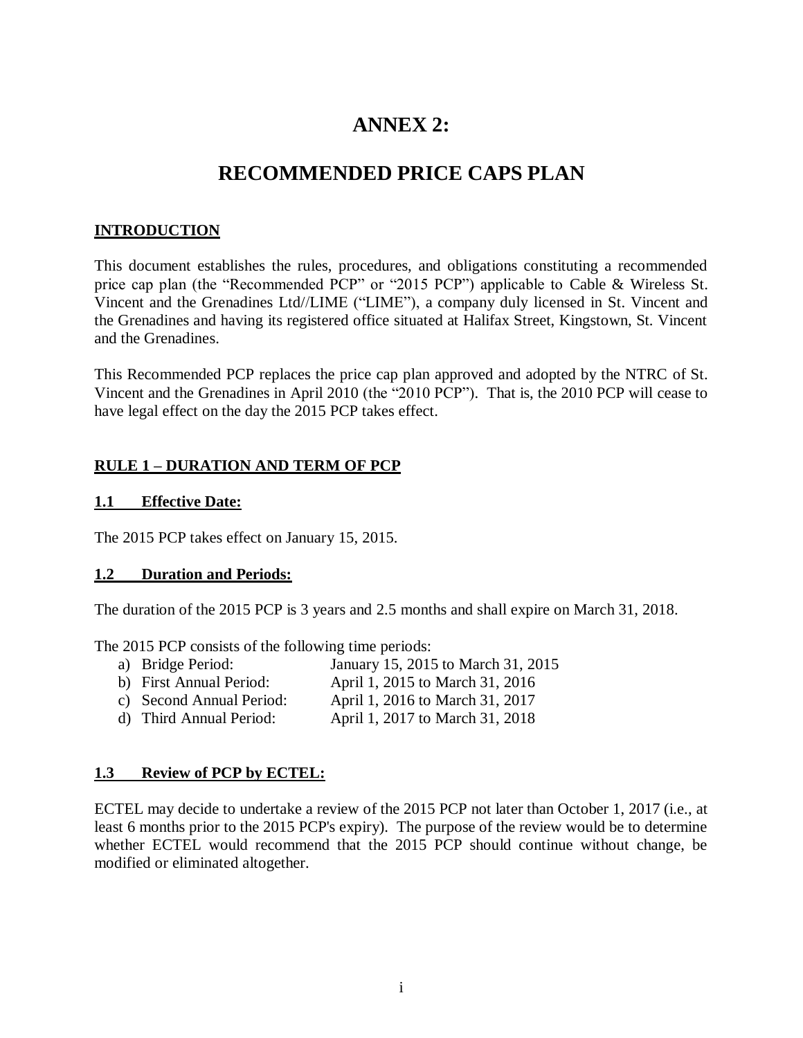# ANNEX 2:

# RECOMMENDED PRICE CAPS PLAN

## INTRODUCTION

This document establishes the rules, procedures, and obligations constituting a recommended price cap plan (the "Recommended PCP" or "2015 PCP") applicable to Cable & Wireless St. Vincent and the Grenadines Ltd//LIME ("LIME"), a company duly licensed in St. Vincent and the Grenadines and having its registered office situated at Halifax Street, Kingstown, St. Vincent and the Grenadines.

This Recommended PCP replaces the price cap plan approved and adopted by the NTRC of St. Vincent and the Grenadines in April 2010 (the "2010 PCP"). That is, the 2010 PCP will cease to have legal effect on the day the 2015 PCP takes effect.

## RULE 1 – DURATION AND TERM OF PCP

### 1.1 Effective Date:

The 2015 PCP takes effect on January 15, 2015.

### 1.2 Duration and Periods:

The duration of the 2015 PCP is 3 years and 2.5 months and shall expire on March 31, 2018.

The 2015 PCP consists of the following time periods:

a) Bridge Period: January 15, 2015 to March 31, 2015
b) First Annual Period: April 1, 2015 to March 31, 2016
c) Second Annual Period: April 1, 2016 to March 31, 2017
d) Third Annual Period: April 1, 2017 to March 31, 2018

### 1.3 Review of PCP by ECTEL:

ECTEL may decide to undertake a review of the 2015 PCP not later than October 1, 2017 (i.e., at least 6 months prior to the 2015 PCP's expiry). The purpose of the review would be to determine whether ECTEL would recommend that the 2015 PCP should continue without change, be modified or eliminated altogether.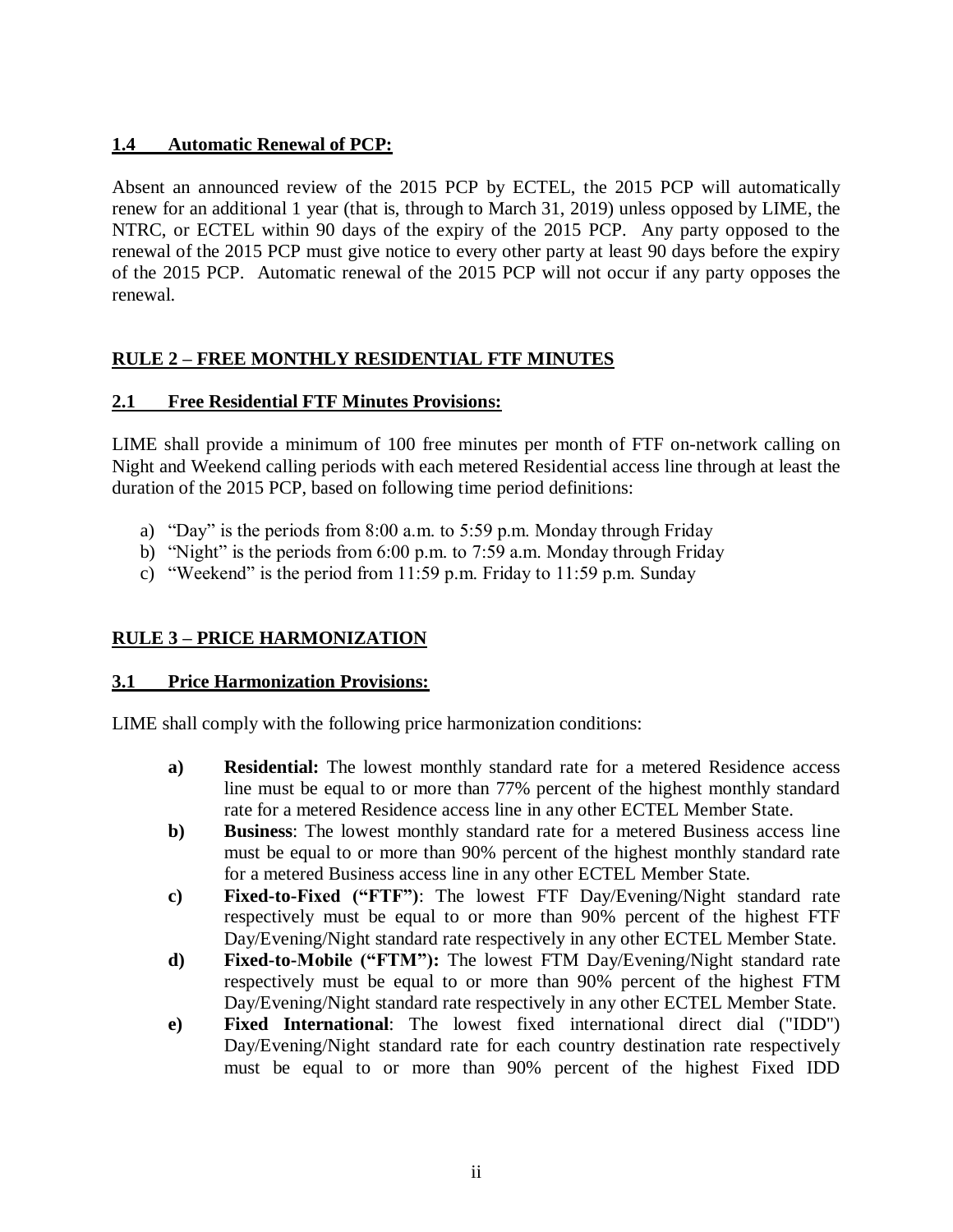### 1.4 Automatic Renewal of PCP:

Absent an announced review of the 2015 PCP by ECTEL, the 2015 PCP will automatically renew for an additional 1 year (that is, through to March 31, 2019) unless opposed by LIME, the NTRC, or ECTEL within 90 days of the expiry of the 2015 PCP. Any party opposed to the renewal of the 2015 PCP must give notice to every other party at least 90 days before the expiry of the 2015 PCP. Automatic renewal of the 2015 PCP will not occur if any party opposes the renewal.

## RULE 2 – FREE MONTHLY RESIDENTIAL FTF MINUTES

### 2.1 Free Residential FTF Minutes Provisions:

LIME shall provide a minimum of 100 free minutes per month of FTF on-network calling on Night and Weekend calling periods with each metered Residential access line through at least the duration of the 2015 PCP, based on following time period definitions:

a) "Day" is the periods from 8:00 a.m. to 5:59 p.m. Monday through Friday
b) "Night" is the periods from 6:00 p.m. to 7:59 a.m. Monday through Friday
c) "Weekend" is the period from 11:59 p.m. Friday to 11:59 p.m. Sunday

## RULE 3 – PRICE HARMONIZATION

### 3.1 Price Harmonization Provisions:

LIME shall comply with the following price harmonization conditions:

**a)** **Residential:** The lowest monthly standard rate for a metered Residence access line must be equal to or more than 77% percent of the highest monthly standard rate for a metered Residence access line in any other ECTEL Member State.

**b)** **Business**: The lowest monthly standard rate for a metered Business access line must be equal to or more than 90% percent of the highest monthly standard rate for a metered Business access line in any other ECTEL Member State.

**c)** **Fixed-to-Fixed ("FTF")**: The lowest FTF Day/Evening/Night standard rate respectively must be equal to or more than 90% percent of the highest FTF Day/Evening/Night standard rate respectively in any other ECTEL Member State.

**d)** **Fixed-to-Mobile ("FTM"):** The lowest FTM Day/Evening/Night standard rate respectively must be equal to or more than 90% percent of the highest FTM Day/Evening/Night standard rate respectively in any other ECTEL Member State.

**e)** **Fixed International**: The lowest fixed international direct dial ("IDD") Day/Evening/Night standard rate for each country destination rate respectively must be equal to or more than 90% percent of the highest Fixed IDD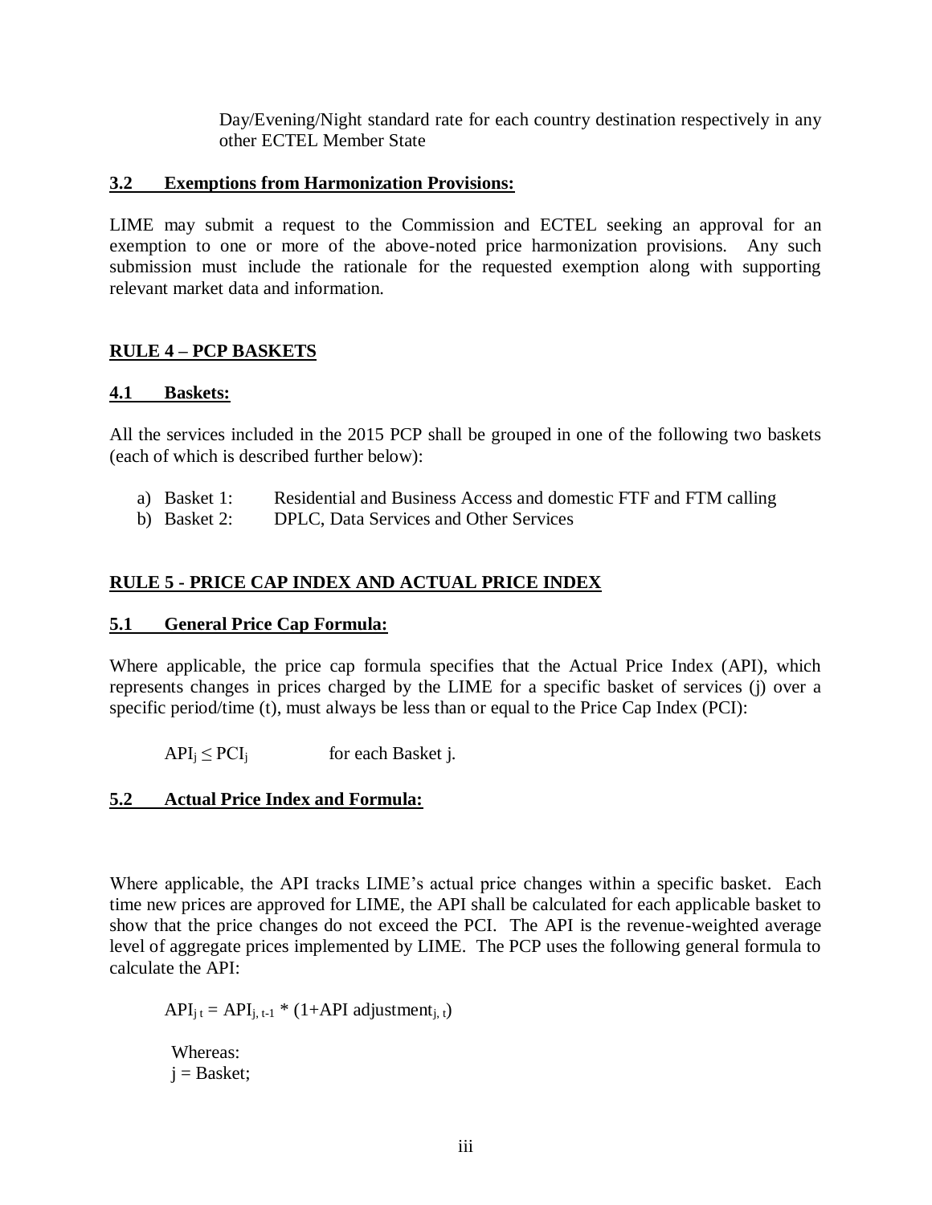Day/Evening/Night standard rate for each country destination respectively in any other ECTEL Member State

**3.2 Exemptions from Harmonization Provisions:**

LIME may submit a request to the Commission and ECTEL seeking an approval for an exemption to one or more of the above-noted price harmonization provisions. Any such submission must include the rationale for the requested exemption along with supporting relevant market data and information.

## RULE 4 – PCP BASKETS

**4.1 Baskets:**

All the services included in the 2015 PCP shall be grouped in one of the following two baskets (each of which is described further below):

a) Basket 1: Residential and Business Access and domestic FTF and FTM calling
b) Basket 2: DPLC, Data Services and Other Services

## RULE 5 - PRICE CAP INDEX AND ACTUAL PRICE INDEX

**5.1 General Price Cap Formula:**

Where applicable, the price cap formula specifies that the Actual Price Index (API), which represents changes in prices charged by the LIME for a specific basket of services (j) over a specific period/time (t), must always be less than or equal to the Price Cap Index (PCI):

$API_j \leq PCI_j$ for each Basket j.

**5.2 Actual Price Index and Formula:**

Where applicable, the API tracks LIME's actual price changes within a specific basket. Each time new prices are approved for LIME, the API shall be calculated for each applicable basket to show that the price changes do not exceed the PCI. The API is the revenue-weighted average level of aggregate prices implemented by LIME. The PCP uses the following general formula to calculate the API:

$$API_{j\,t} = API_{j,\,t-1} * (1+\text{API adjustment}_{j,\,t})$$

Whereas:
j = Basket;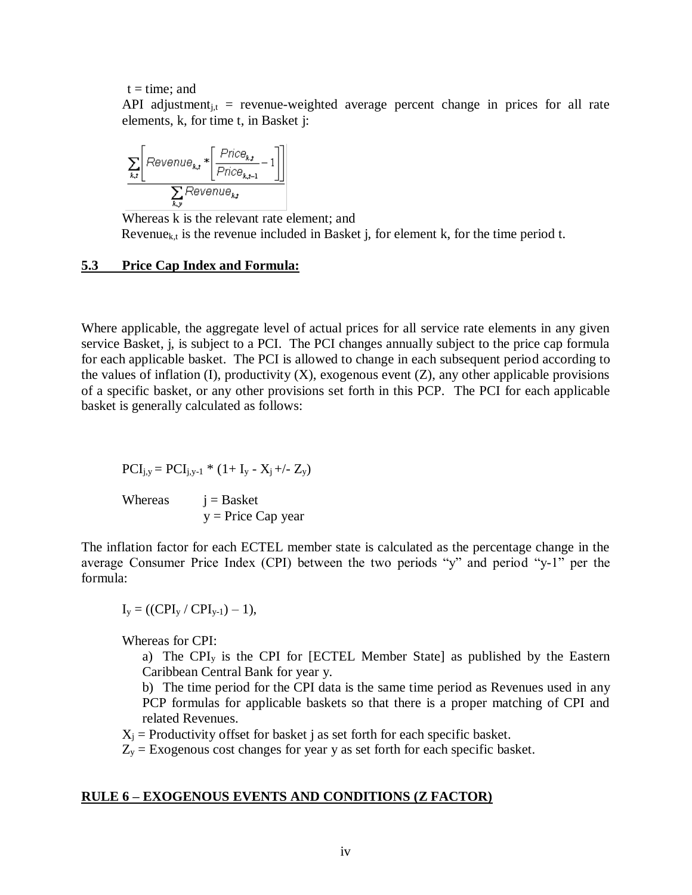$t$ = time; and

API adjustment$_{j,t}$ = revenue-weighted average percent change in prices for all rate elements, k, for time t, in Basket j:

$$\frac{\sum_{k,t}\left[Revenue_{k,t} * \left[\frac{Price_{k,t}}{Price_{k,t-1}} - 1\right]\right]}{\sum_{k,y} Revenue_{k,t}}$$

Whereas k is the relevant rate element; and

Revenue$_{k,t}$ is the revenue included in Basket j, for element k, for the time period t.

### 5.3 Price Cap Index and Formula:

Where applicable, the aggregate level of actual prices for all service rate elements in any given service Basket, j, is subject to a PCI. The PCI changes annually subject to the price cap formula for each applicable basket. The PCI is allowed to change in each subsequent period according to the values of inflation (I), productivity (X), exogenous event (Z), any other applicable provisions of a specific basket, or any other provisions set forth in this PCP. The PCI for each applicable basket is generally calculated as follows:

$$PCI_{j,y} = PCI_{j,y-1} * (1 + I_y - X_j +/- Z_y)$$

Whereas j = Basket
y = Price Cap year

The inflation factor for each ECTEL member state is calculated as the percentage change in the average Consumer Price Index (CPI) between the two periods "y" and period "y-1" per the formula:

$$I_y = ((CPI_y / CPI_{y-1}) – 1),$$

Whereas for CPI:

a) The $CPI_y$ is the CPI for [ECTEL Member State] as published by the Eastern Caribbean Central Bank for year y.

b) The time period for the CPI data is the same time period as Revenues used in any PCP formulas for applicable baskets so that there is a proper matching of CPI and related Revenues.

$X_j$ = Productivity offset for basket j as set forth for each specific basket.

$Z_y$ = Exogenous cost changes for year y as set forth for each specific basket.

## RULE 6 – EXOGENOUS EVENTS AND CONDITIONS (Z FACTOR)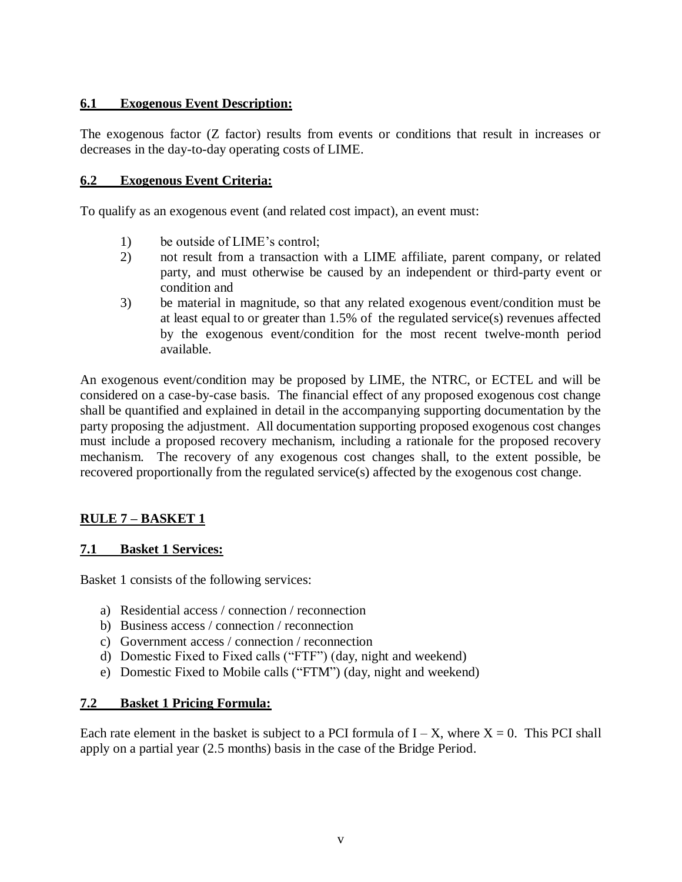### 6.1 Exogenous Event Description:

The exogenous factor (Z factor) results from events or conditions that result in increases or decreases in the day-to-day operating costs of LIME.

### 6.2 Exogenous Event Criteria:

To qualify as an exogenous event (and related cost impact), an event must:

1) be outside of LIME's control;
2) not result from a transaction with a LIME affiliate, parent company, or related party, and must otherwise be caused by an independent or third-party event or condition and
3) be material in magnitude, so that any related exogenous event/condition must be at least equal to or greater than 1.5% of the regulated service(s) revenues affected by the exogenous event/condition for the most recent twelve-month period available.

An exogenous event/condition may be proposed by LIME, the NTRC, or ECTEL and will be considered on a case-by-case basis. The financial effect of any proposed exogenous cost change shall be quantified and explained in detail in the accompanying supporting documentation by the party proposing the adjustment. All documentation supporting proposed exogenous cost changes must include a proposed recovery mechanism, including a rationale for the proposed recovery mechanism. The recovery of any exogenous cost changes shall, to the extent possible, be recovered proportionally from the regulated service(s) affected by the exogenous cost change.

## RULE 7 – BASKET 1

### 7.1 Basket 1 Services:

Basket 1 consists of the following services:

a) Residential access / connection / reconnection
b) Business access / connection / reconnection
c) Government access / connection / reconnection
d) Domestic Fixed to Fixed calls ("FTF") (day, night and weekend)
e) Domestic Fixed to Mobile calls ("FTM") (day, night and weekend)

### 7.2 Basket 1 Pricing Formula:

Each rate element in the basket is subject to a PCI formula of $I - X$, where $X = 0$. This PCI shall apply on a partial year (2.5 months) basis in the case of the Bridge Period.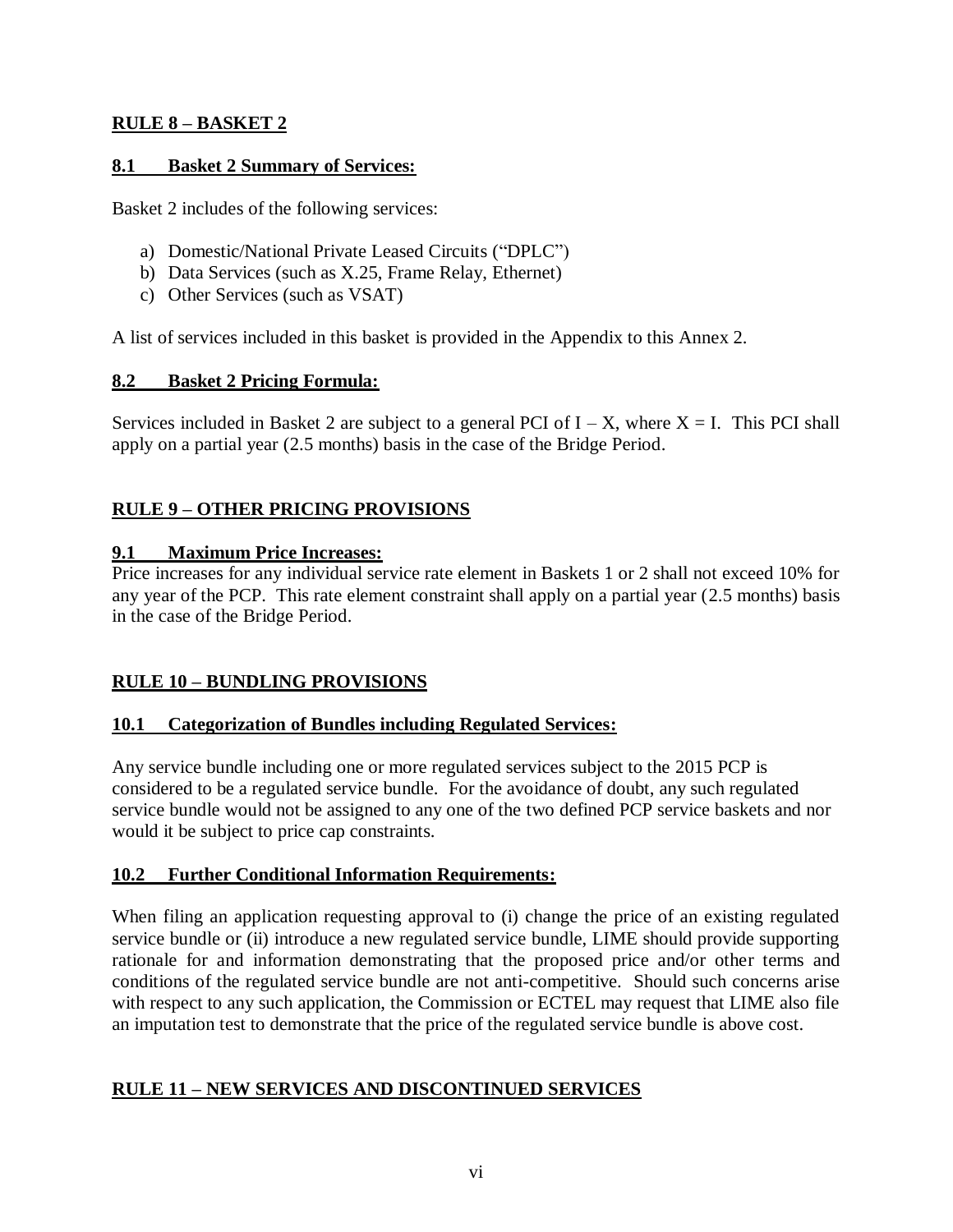## RULE 8 – BASKET 2

### 8.1 Basket 2 Summary of Services:

Basket 2 includes of the following services:

a) Domestic/National Private Leased Circuits ("DPLC")
b) Data Services (such as X.25, Frame Relay, Ethernet)
c) Other Services (such as VSAT)

A list of services included in this basket is provided in the Appendix to this Annex 2.

### 8.2 Basket 2 Pricing Formula:

Services included in Basket 2 are subject to a general PCI of $I – X$, where $X = I$. This PCI shall apply on a partial year (2.5 months) basis in the case of the Bridge Period.

## RULE 9 – OTHER PRICING PROVISIONS

### 9.1 Maximum Price Increases:

Price increases for any individual service rate element in Baskets 1 or 2 shall not exceed 10% for any year of the PCP. This rate element constraint shall apply on a partial year (2.5 months) basis in the case of the Bridge Period.

## RULE 10 – BUNDLING PROVISIONS

### 10.1 Categorization of Bundles including Regulated Services:

Any service bundle including one or more regulated services subject to the 2015 PCP is considered to be a regulated service bundle. For the avoidance of doubt, any such regulated service bundle would not be assigned to any one of the two defined PCP service baskets and nor would it be subject to price cap constraints.

### 10.2 Further Conditional Information Requirements:

When filing an application requesting approval to (i) change the price of an existing regulated service bundle or (ii) introduce a new regulated service bundle, LIME should provide supporting rationale for and information demonstrating that the proposed price and/or other terms and conditions of the regulated service bundle are not anti-competitive. Should such concerns arise with respect to any such application, the Commission or ECTEL may request that LIME also file an imputation test to demonstrate that the price of the regulated service bundle is above cost.

## RULE 11 – NEW SERVICES AND DISCONTINUED SERVICES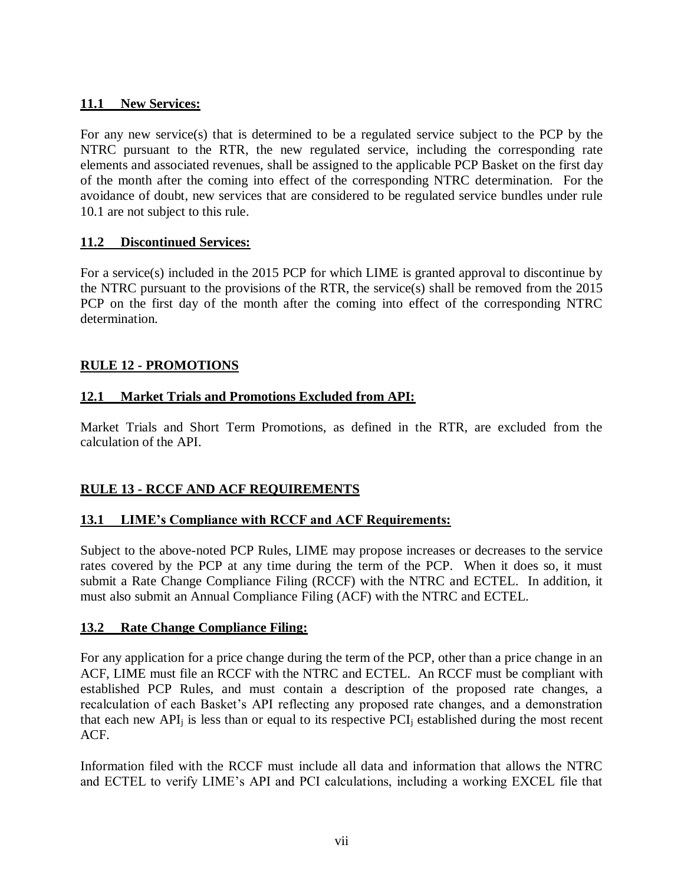### 11.1 New Services:

For any new service(s) that is determined to be a regulated service subject to the PCP by the NTRC pursuant to the RTR, the new regulated service, including the corresponding rate elements and associated revenues, shall be assigned to the applicable PCP Basket on the first day of the month after the coming into effect of the corresponding NTRC determination. For the avoidance of doubt, new services that are considered to be regulated service bundles under rule 10.1 are not subject to this rule.

### 11.2 Discontinued Services:

For a service(s) included in the 2015 PCP for which LIME is granted approval to discontinue by the NTRC pursuant to the provisions of the RTR, the service(s) shall be removed from the 2015 PCP on the first day of the month after the coming into effect of the corresponding NTRC determination.

## RULE 12 - PROMOTIONS

### 12.1 Market Trials and Promotions Excluded from API:

Market Trials and Short Term Promotions, as defined in the RTR, are excluded from the calculation of the API.

## RULE 13 - RCCF AND ACF REQUIREMENTS

### 13.1 LIME's Compliance with RCCF and ACF Requirements:

Subject to the above-noted PCP Rules, LIME may propose increases or decreases to the service rates covered by the PCP at any time during the term of the PCP. When it does so, it must submit a Rate Change Compliance Filing (RCCF) with the NTRC and ECTEL. In addition, it must also submit an Annual Compliance Filing (ACF) with the NTRC and ECTEL.

### 13.2 Rate Change Compliance Filing:

For any application for a price change during the term of the PCP, other than a price change in an ACF, LIME must file an RCCF with the NTRC and ECTEL. An RCCF must be compliant with established PCP Rules, and must contain a description of the proposed rate changes, a recalculation of each Basket's API reflecting any proposed rate changes, and a demonstration that each new $API_j$ is less than or equal to its respective $PCI_j$ established during the most recent ACF.

Information filed with the RCCF must include all data and information that allows the NTRC and ECTEL to verify LIME's API and PCI calculations, including a working EXCEL file that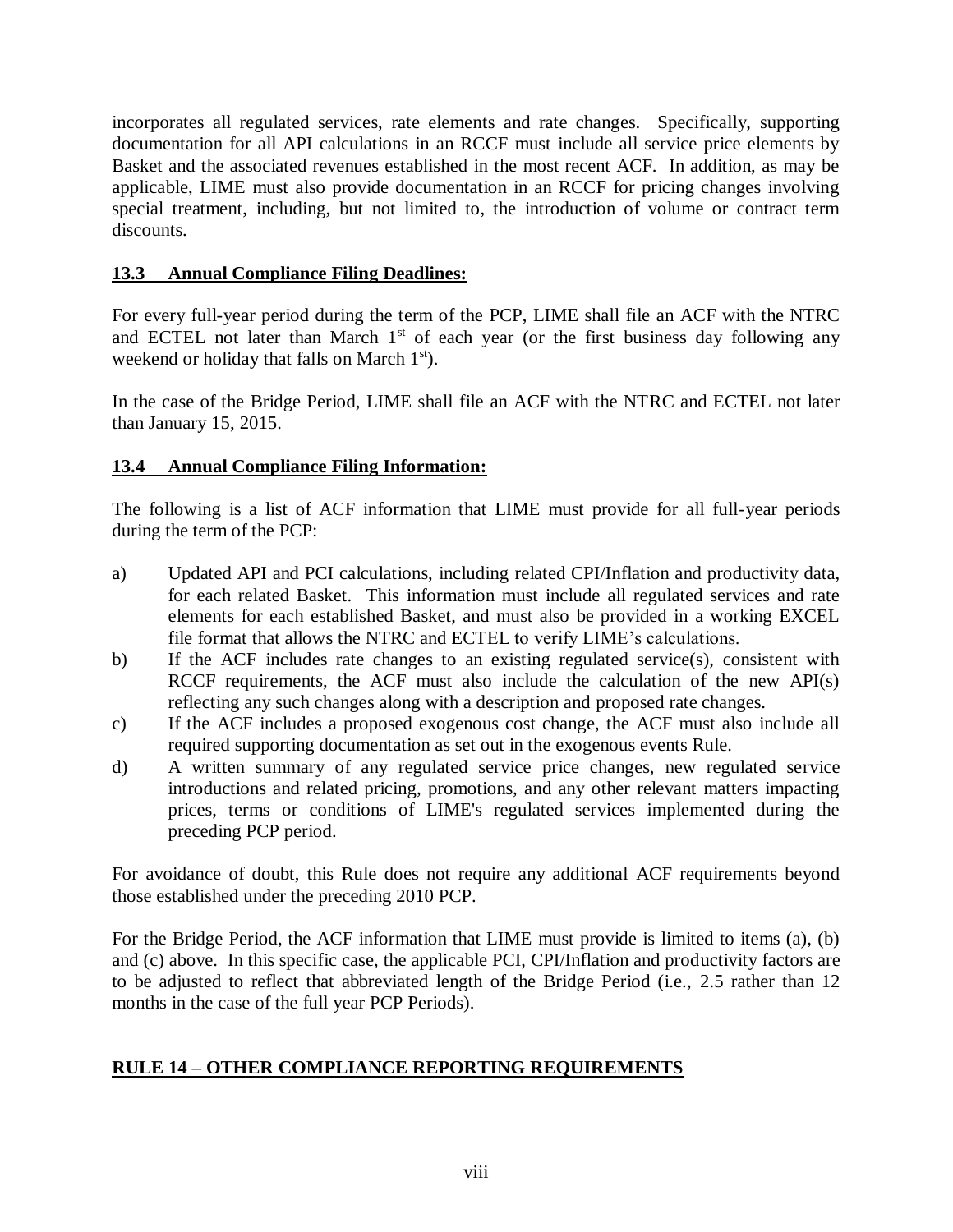incorporates all regulated services, rate elements and rate changes. Specifically, supporting documentation for all API calculations in an RCCF must include all service price elements by Basket and the associated revenues established in the most recent ACF. In addition, as may be applicable, LIME must also provide documentation in an RCCF for pricing changes involving special treatment, including, but not limited to, the introduction of volume or contract term discounts.

**13.3 Annual Compliance Filing Deadlines:**

For every full-year period during the term of the PCP, LIME shall file an ACF with the NTRC and ECTEL not later than March 1st of each year (or the first business day following any weekend or holiday that falls on March 1st).

In the case of the Bridge Period, LIME shall file an ACF with the NTRC and ECTEL not later than January 15, 2015.

**13.4 Annual Compliance Filing Information:**

The following is a list of ACF information that LIME must provide for all full-year periods during the term of the PCP:

a) Updated API and PCI calculations, including related CPI/Inflation and productivity data, for each related Basket. This information must include all regulated services and rate elements for each established Basket, and must also be provided in a working EXCEL file format that allows the NTRC and ECTEL to verify LIME's calculations.

b) If the ACF includes rate changes to an existing regulated service(s), consistent with RCCF requirements, the ACF must also include the calculation of the new API(s) reflecting any such changes along with a description and proposed rate changes.

c) If the ACF includes a proposed exogenous cost change, the ACF must also include all required supporting documentation as set out in the exogenous events Rule.

d) A written summary of any regulated service price changes, new regulated service introductions and related pricing, promotions, and any other relevant matters impacting prices, terms or conditions of LIME's regulated services implemented during the preceding PCP period.

For avoidance of doubt, this Rule does not require any additional ACF requirements beyond those established under the preceding 2010 PCP.

For the Bridge Period, the ACF information that LIME must provide is limited to items (a), (b) and (c) above. In this specific case, the applicable PCI, CPI/Inflation and productivity factors are to be adjusted to reflect that abbreviated length of the Bridge Period (i.e., 2.5 rather than 12 months in the case of the full year PCP Periods).

**RULE 14 – OTHER COMPLIANCE REPORTING REQUIREMENTS**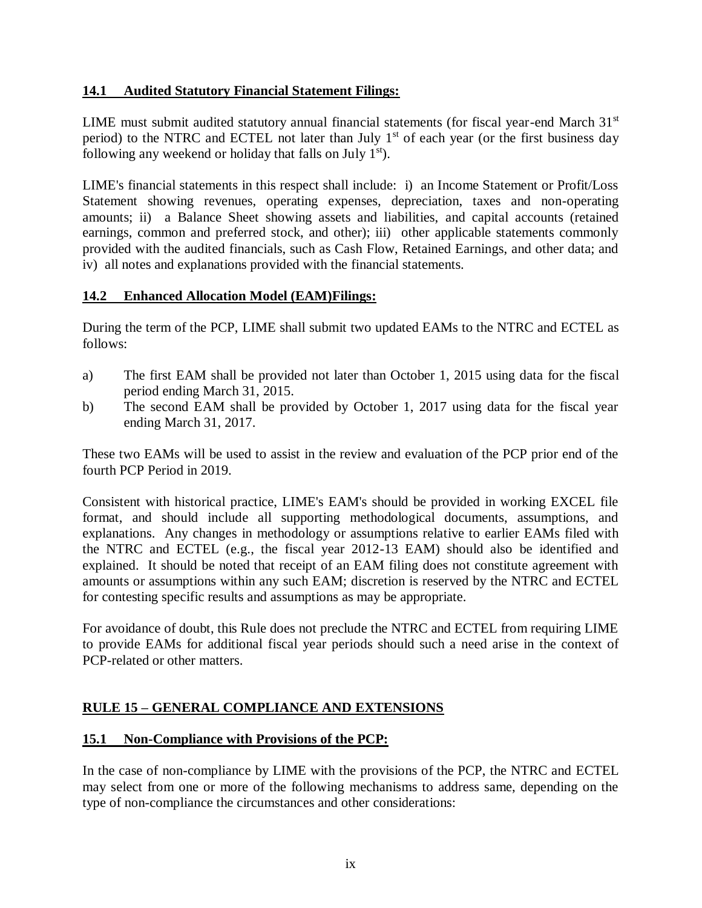### **14.1 Audited Statutory Financial Statement Filings:**

LIME must submit audited statutory annual financial statements (for fiscal year-end March 31st period) to the NTRC and ECTEL not later than July 1st of each year (or the first business day following any weekend or holiday that falls on July 1st).

LIME's financial statements in this respect shall include: i) an Income Statement or Profit/Loss Statement showing revenues, operating expenses, depreciation, taxes and non-operating amounts; ii) a Balance Sheet showing assets and liabilities, and capital accounts (retained earnings, common and preferred stock, and other); iii) other applicable statements commonly provided with the audited financials, such as Cash Flow, Retained Earnings, and other data; and iv) all notes and explanations provided with the financial statements.

### **14.2 Enhanced Allocation Model (EAM)Filings:**

During the term of the PCP, LIME shall submit two updated EAMs to the NTRC and ECTEL as follows:

a) The first EAM shall be provided not later than October 1, 2015 using data for the fiscal period ending March 31, 2015.
b) The second EAM shall be provided by October 1, 2017 using data for the fiscal year ending March 31, 2017.

These two EAMs will be used to assist in the review and evaluation of the PCP prior end of the fourth PCP Period in 2019.

Consistent with historical practice, LIME's EAM's should be provided in working EXCEL file format, and should include all supporting methodological documents, assumptions, and explanations. Any changes in methodology or assumptions relative to earlier EAMs filed with the NTRC and ECTEL (e.g., the fiscal year 2012-13 EAM) should also be identified and explained. It should be noted that receipt of an EAM filing does not constitute agreement with amounts or assumptions within any such EAM; discretion is reserved by the NTRC and ECTEL for contesting specific results and assumptions as may be appropriate.

For avoidance of doubt, this Rule does not preclude the NTRC and ECTEL from requiring LIME to provide EAMs for additional fiscal year periods should such a need arise in the context of PCP-related or other matters.

## **RULE 15 – GENERAL COMPLIANCE AND EXTENSIONS**

### **15.1 Non-Compliance with Provisions of the PCP:**

In the case of non-compliance by LIME with the provisions of the PCP, the NTRC and ECTEL may select from one or more of the following mechanisms to address same, depending on the type of non-compliance the circumstances and other considerations: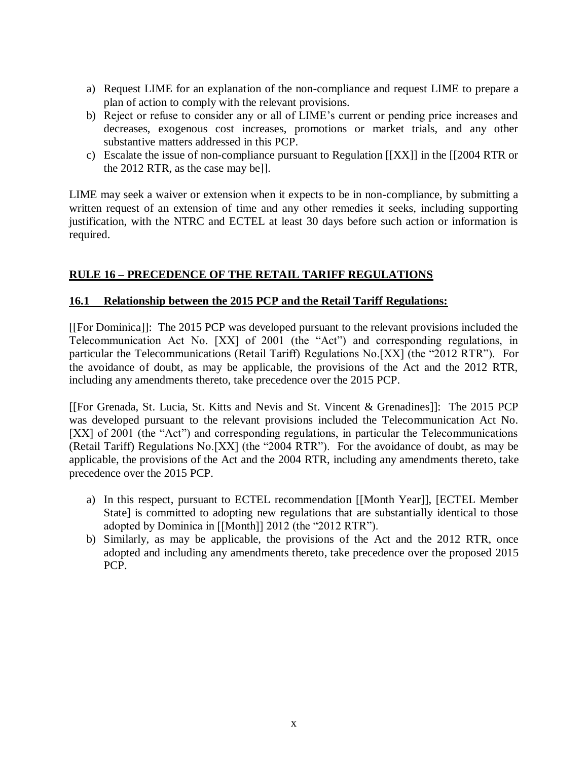a) Request LIME for an explanation of the non-compliance and request LIME to prepare a plan of action to comply with the relevant provisions.
b) Reject or refuse to consider any or all of LIME's current or pending price increases and decreases, exogenous cost increases, promotions or market trials, and any other substantive matters addressed in this PCP.
c) Escalate the issue of non-compliance pursuant to Regulation [[XX]] in the [[2004 RTR or the 2012 RTR, as the case may be]].

LIME may seek a waiver or extension when it expects to be in non-compliance, by submitting a written request of an extension of time and any other remedies it seeks, including supporting justification, with the NTRC and ECTEL at least 30 days before such action or information is required.

## RULE 16 – PRECEDENCE OF THE RETAIL TARIFF REGULATIONS

### 16.1 Relationship between the 2015 PCP and the Retail Tariff Regulations:

[[For Dominica]]: The 2015 PCP was developed pursuant to the relevant provisions included the Telecommunication Act No. [XX] of 2001 (the "Act") and corresponding regulations, in particular the Telecommunications (Retail Tariff) Regulations No.[XX] (the "2012 RTR"). For the avoidance of doubt, as may be applicable, the provisions of the Act and the 2012 RTR, including any amendments thereto, take precedence over the 2015 PCP.

[[For Grenada, St. Lucia, St. Kitts and Nevis and St. Vincent & Grenadines]]: The 2015 PCP was developed pursuant to the relevant provisions included the Telecommunication Act No. [XX] of 2001 (the "Act") and corresponding regulations, in particular the Telecommunications (Retail Tariff) Regulations No.[XX] (the "2004 RTR"). For the avoidance of doubt, as may be applicable, the provisions of the Act and the 2004 RTR, including any amendments thereto, take precedence over the 2015 PCP.

a) In this respect, pursuant to ECTEL recommendation [[Month Year]], [ECTEL Member State] is committed to adopting new regulations that are substantially identical to those adopted by Dominica in [[Month]] 2012 (the "2012 RTR").
b) Similarly, as may be applicable, the provisions of the Act and the 2012 RTR, once adopted and including any amendments thereto, take precedence over the proposed 2015 PCP.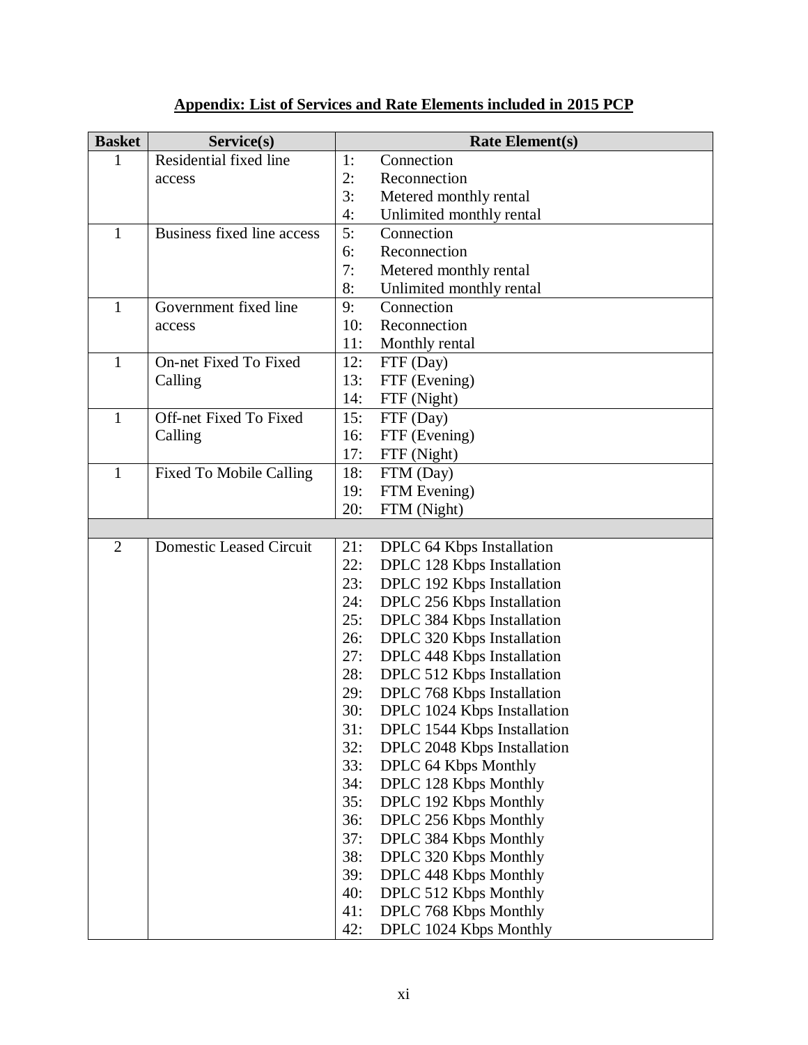**Appendix: List of Services and Rate Elements included in 2015 PCP**

| Basket | Service(s) | Rate Element(s) |
|---|---|---|
| 1 | Residential fixed line access | 1: Connection<br>2: Reconnection<br>3: Metered monthly rental<br>4: Unlimited monthly rental |
| 1 | Business fixed line access | 5: Connection<br>6: Reconnection<br>7: Metered monthly rental<br>8: Unlimited monthly rental |
| 1 | Government fixed line access | 9: Connection<br>10: Reconnection<br>11: Monthly rental |
| 1 | On-net Fixed To Fixed Calling | 12: FTF (Day)<br>13: FTF (Evening)<br>14: FTF (Night) |
| 1 | Off-net Fixed To Fixed Calling | 15: FTF (Day)<br>16: FTF (Evening)<br>17: FTF (Night) |
| 1 | Fixed To Mobile Calling | 18: FTM (Day)<br>19: FTM Evening)<br>20: FTM (Night) |
| | | |
| 2 | Domestic Leased Circuit | 21: DPLC 64 Kbps Installation<br>22: DPLC 128 Kbps Installation<br>23: DPLC 192 Kbps Installation<br>24: DPLC 256 Kbps Installation<br>25: DPLC 384 Kbps Installation<br>26: DPLC 320 Kbps Installation<br>27: DPLC 448 Kbps Installation<br>28: DPLC 512 Kbps Installation<br>29: DPLC 768 Kbps Installation<br>30: DPLC 1024 Kbps Installation<br>31: DPLC 1544 Kbps Installation<br>32: DPLC 2048 Kbps Installation<br>33: DPLC 64 Kbps Monthly<br>34: DPLC 128 Kbps Monthly<br>35: DPLC 192 Kbps Monthly<br>36: DPLC 256 Kbps Monthly<br>37: DPLC 384 Kbps Monthly<br>38: DPLC 320 Kbps Monthly<br>39: DPLC 448 Kbps Monthly<br>40: DPLC 512 Kbps Monthly<br>41: DPLC 768 Kbps Monthly<br>42: DPLC 1024 Kbps Monthly |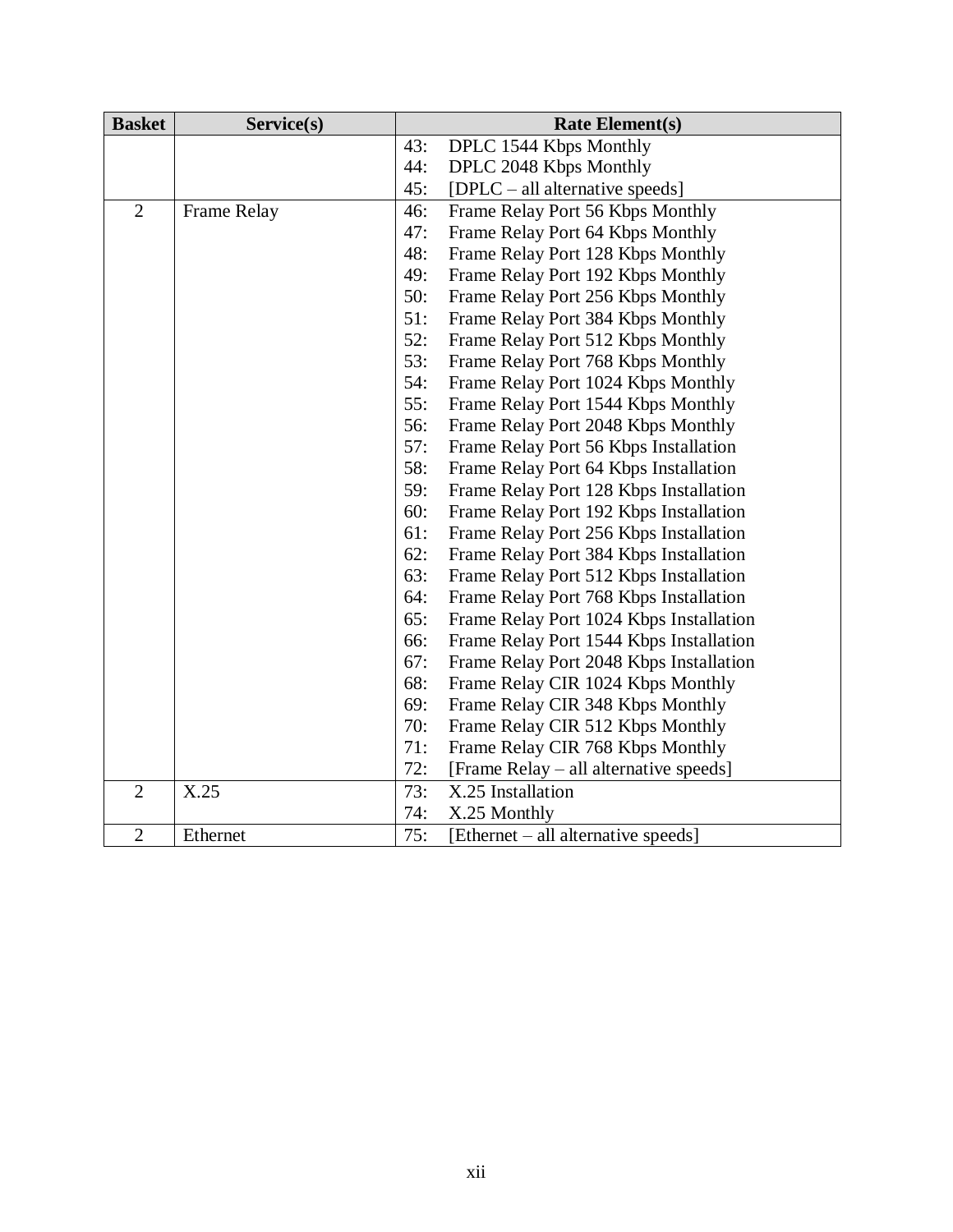| Basket | Service(s) | Rate Element(s) |
|---|---|---|
| | | 43: DPLC 1544 Kbps Monthly |
| | | 44: DPLC 2048 Kbps Monthly |
| | | 45: [DPLC – all alternative speeds] |
| 2 | Frame Relay | 46: Frame Relay Port 56 Kbps Monthly |
| | | 47: Frame Relay Port 64 Kbps Monthly |
| | | 48: Frame Relay Port 128 Kbps Monthly |
| | | 49: Frame Relay Port 192 Kbps Monthly |
| | | 50: Frame Relay Port 256 Kbps Monthly |
| | | 51: Frame Relay Port 384 Kbps Monthly |
| | | 52: Frame Relay Port 512 Kbps Monthly |
| | | 53: Frame Relay Port 768 Kbps Monthly |
| | | 54: Frame Relay Port 1024 Kbps Monthly |
| | | 55: Frame Relay Port 1544 Kbps Monthly |
| | | 56: Frame Relay Port 2048 Kbps Monthly |
| | | 57: Frame Relay Port 56 Kbps Installation |
| | | 58: Frame Relay Port 64 Kbps Installation |
| | | 59: Frame Relay Port 128 Kbps Installation |
| | | 60: Frame Relay Port 192 Kbps Installation |
| | | 61: Frame Relay Port 256 Kbps Installation |
| | | 62: Frame Relay Port 384 Kbps Installation |
| | | 63: Frame Relay Port 512 Kbps Installation |
| | | 64: Frame Relay Port 768 Kbps Installation |
| | | 65: Frame Relay Port 1024 Kbps Installation |
| | | 66: Frame Relay Port 1544 Kbps Installation |
| | | 67: Frame Relay Port 2048 Kbps Installation |
| | | 68: Frame Relay CIR 1024 Kbps Monthly |
| | | 69: Frame Relay CIR 348 Kbps Monthly |
| | | 70: Frame Relay CIR 512 Kbps Monthly |
| | | 71: Frame Relay CIR 768 Kbps Monthly |
| | | 72: [Frame Relay – all alternative speeds] |
| 2 | X.25 | 73: X.25 Installation |
| | | 74: X.25 Monthly |
| 2 | Ethernet | 75: [Ethernet – all alternative speeds] |